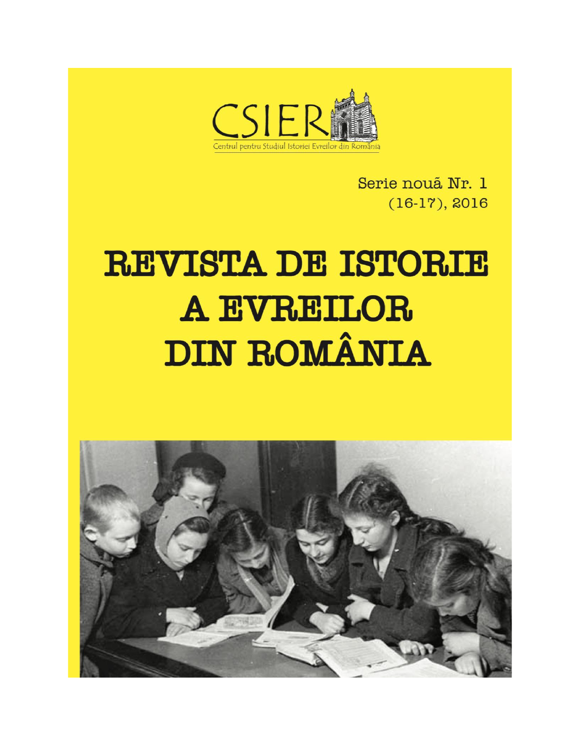CSIER

Centrul pentru Studiul Istoriei Evreilor din România

Serie nouă Nr. 1
(16-17), 2016

# REVISTA DE ISTORIE A EVREILOR DIN ROMÂNIA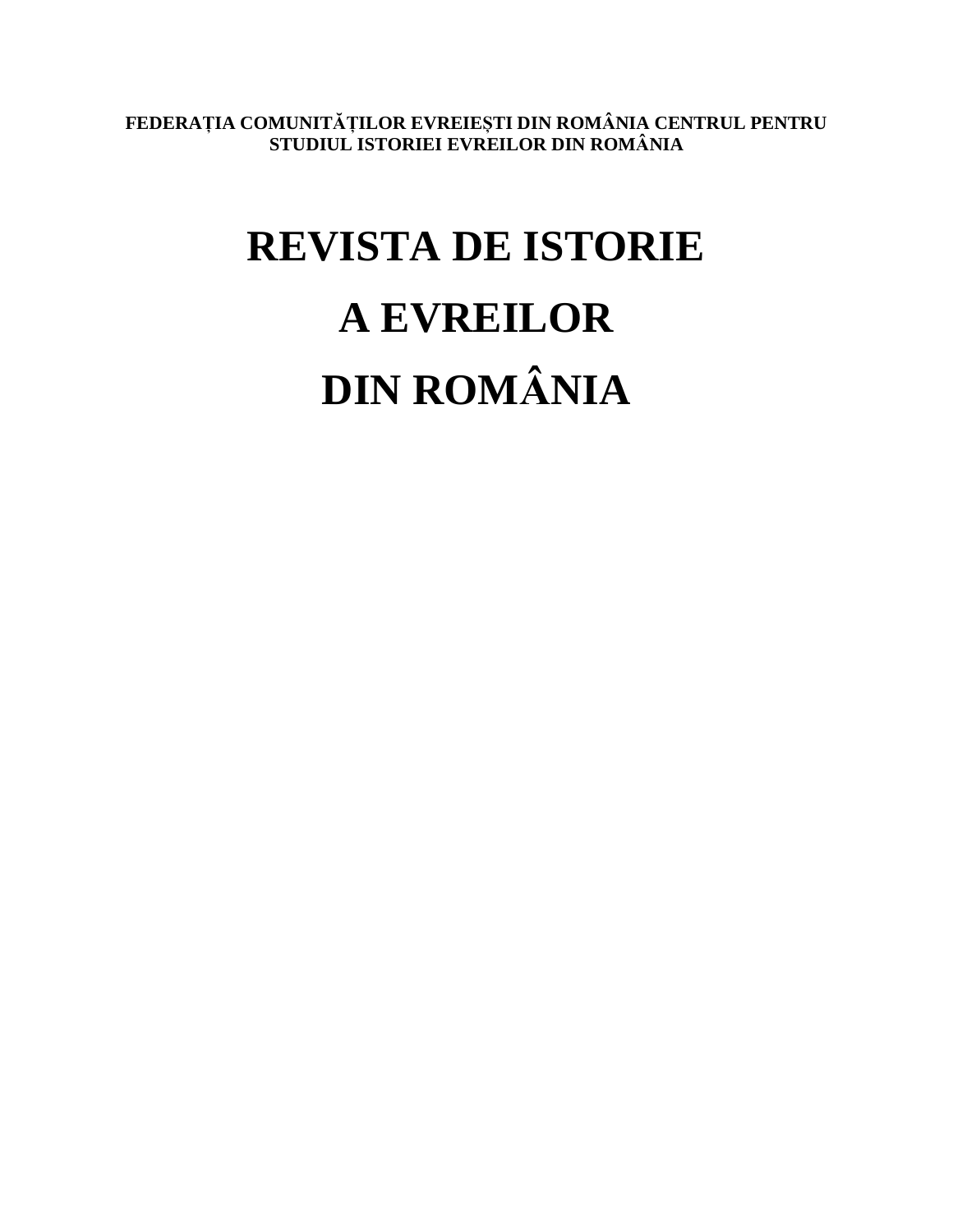**FEDERAȚIA COMUNITĂȚILOR EVREIEȘTI DIN ROMÂNIA CENTRUL PENTRU STUDIUL ISTORIEI EVREILOR DIN ROMÂNIA**

# REVISTA DE ISTORIE A EVREILOR DIN ROMÂNIA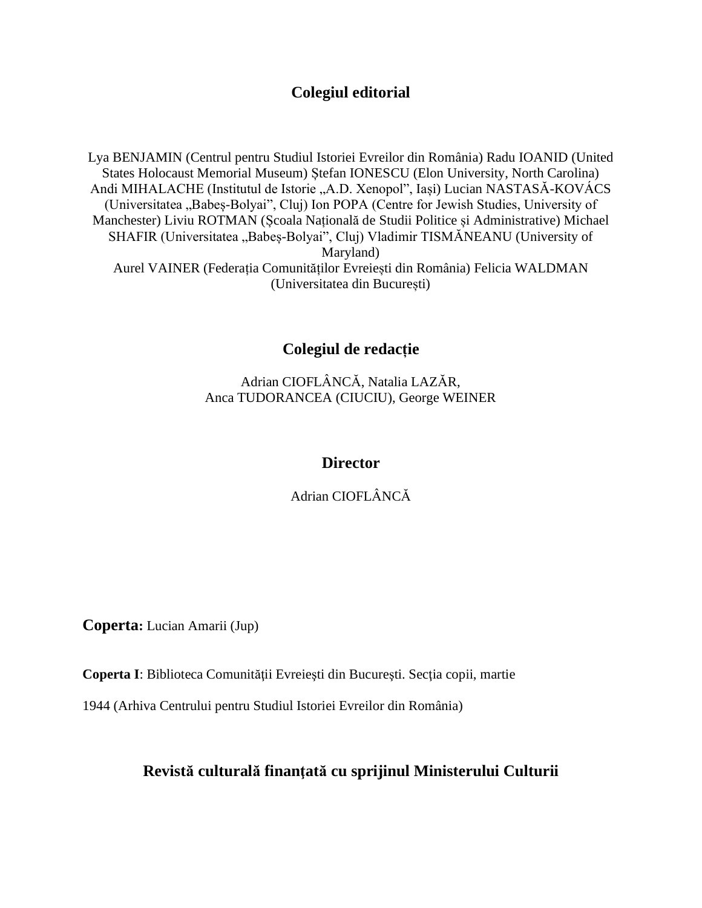## Colegiul editorial

Lya BENJAMIN (Centrul pentru Studiul Istoriei Evreilor din România) Radu IOANID (United States Holocaust Memorial Museum) Ștefan IONESCU (Elon University, North Carolina) Andi MIHALACHE (Institutul de Istorie „A.D. Xenopol”, Iași) Lucian NASTASĂ-KOVÁCS (Universitatea „Babeș-Bolyai”, Cluj) Ion POPA (Centre for Jewish Studies, University of Manchester) Liviu ROTMAN (Școala Națională de Studii Politice și Administrative) Michael SHAFIR (Universitatea „Babeș-Bolyai”, Cluj) Vladimir TISMĂNEANU (University of Maryland)
Aurel VAINER (Federația Comunităților Evreiești din România) Felicia WALDMAN (Universitatea din București)

## Colegiul de redacție

Adrian CIOFLÂNCĂ, Natalia LAZĂR,
Anca TUDORANCEA (CIUCIU), George WEINER

## Director

Adrian CIOFLÂNCĂ

**Coperta:** Lucian Amarii (Jup)

**Coperta I**: Biblioteca Comunității Evreiești din București. Secţia copii, martie 1944 (Arhiva Centrului pentru Studiul Istoriei Evreilor din România)

**Revistă culturală finanţată cu sprijinul Ministerului Culturii**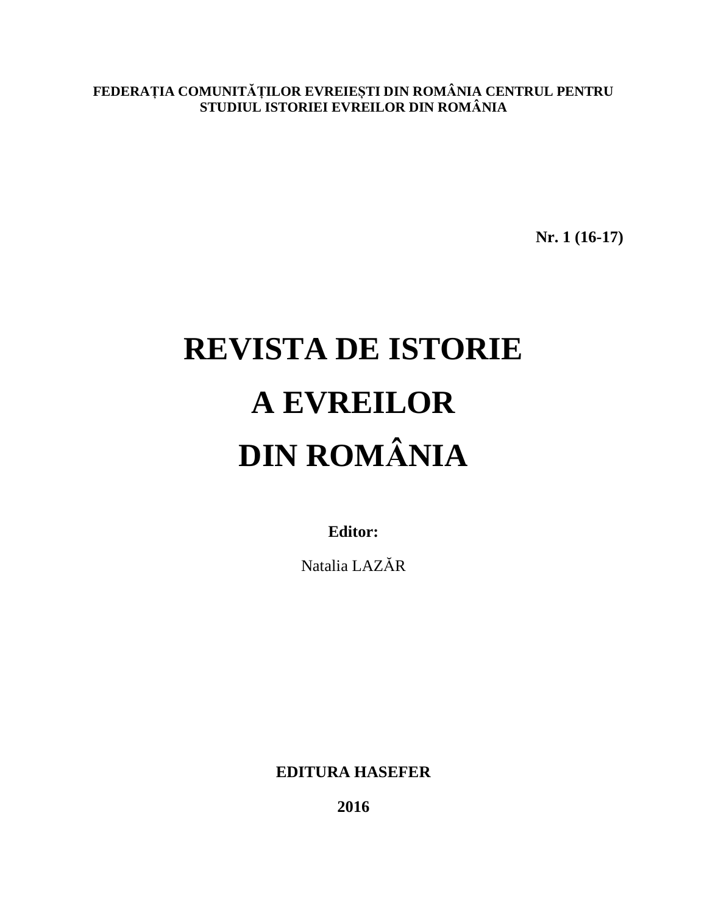**FEDERAȚIA COMUNITĂȚILOR EVREIEȘTI DIN ROMÂNIA CENTRUL PENTRU STUDIUL ISTORIEI EVREILOR DIN ROMÂNIA**

**Nr. 1 (16-17)**

# REVISTA DE ISTORIE A EVREILOR DIN ROMÂNIA

**Editor:**

Natalia LAZĂR

**EDITURA HASEFER**

**2016**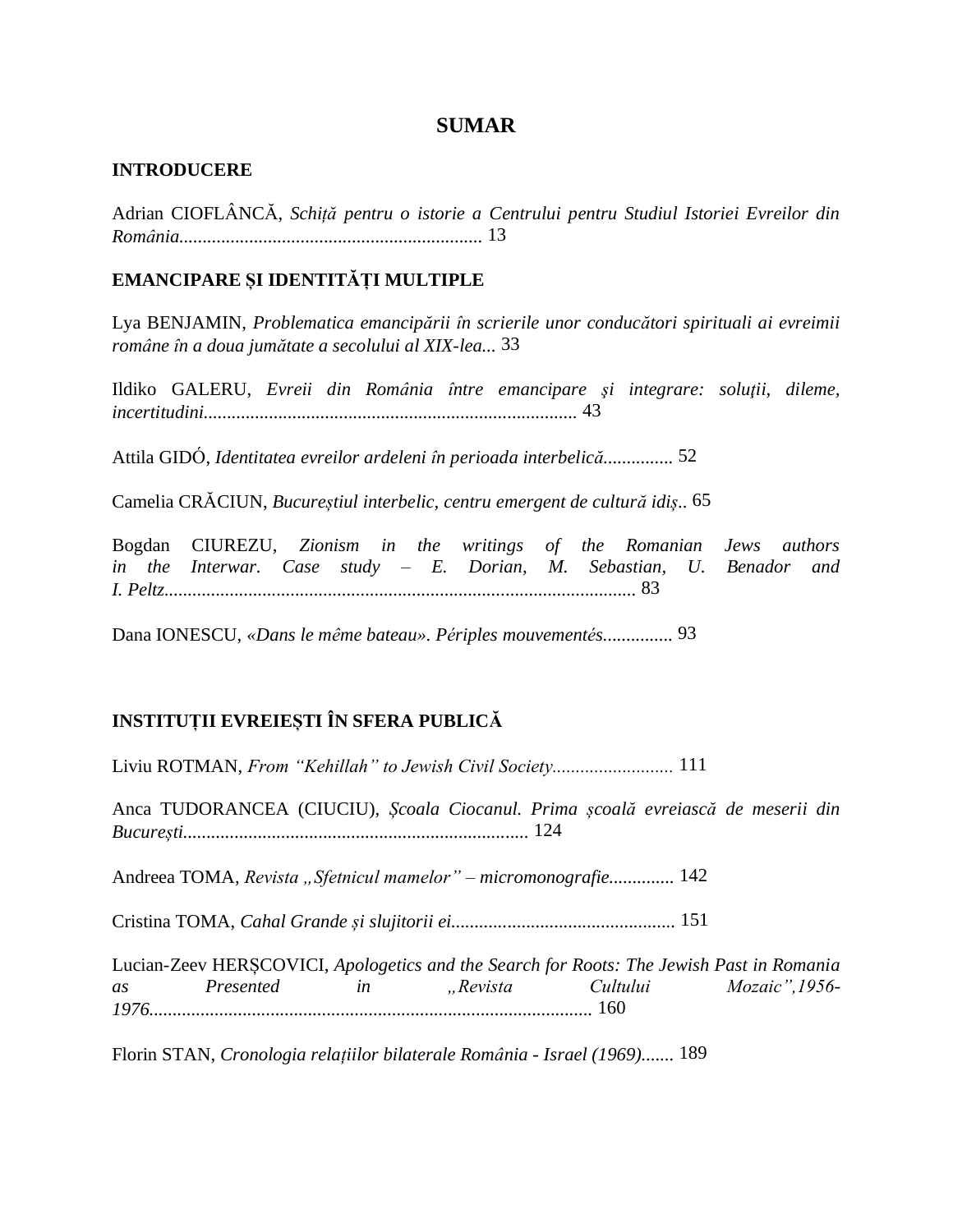# SUMAR

## INTRODUCERE

Adrian CIOFLÂNCĂ, *Schiță pentru o istorie a Centrului pentru Studiul Istoriei Evreilor din România*................................................................. 13

## EMANCIPARE ȘI IDENTITĂȚI MULTIPLE

Lya BENJAMIN, *Problematica emancipării în scrierile unor conducători spirituali ai evreimii române în a doua jumătate a secolului al XIX-lea*... 33

Ildiko GALERU, *Evreii din România între emancipare şi integrare: soluții, dileme, incertitudini*............................................................................... 43

Attila GIDÓ, *Identitatea evreilor ardeleni în perioada interbelică*............... 52

Camelia CRĂCIUN, *Bucureștiul interbelic, centru emergent de cultură idiș*.. 65

Bogdan CIUREZU, *Zionism in the writings of the Romanian Jews authors in the Interwar. Case study – E. Dorian, M. Sebastian, U. Benador and I. Peltz*..................................................................................................... 83

Dana IONESCU, *«Dans le même bateau». Périples mouvementés*............... 93

## INSTITUȚII EVREIEȘTI ÎN SFERA PUBLICĂ

Liviu ROTMAN, *From "Kehillah" to Jewish Civil Society*.......................... 111

Anca TUDORANCEA (CIUCIU), *Școala Ciocanul. Prima școală evreiască de meserii din București*......................................................................... 124

Andreea TOMA, *Revista „Sfetnicul mamelor" – micromonografie*.............. 142

Cristina TOMA, *Cahal Grande și slujitorii ei*............................................... 151

Lucian-Zeev HERȘCOVICI, *Apologetics and the Search for Roots: The Jewish Past in Romania as Presented in „Revista Cultului Mozaic",1956-1976*.............................................................................................. 160

Florin STAN, *Cronologia relațiilor bilaterale România - Israel (1969)*....... 189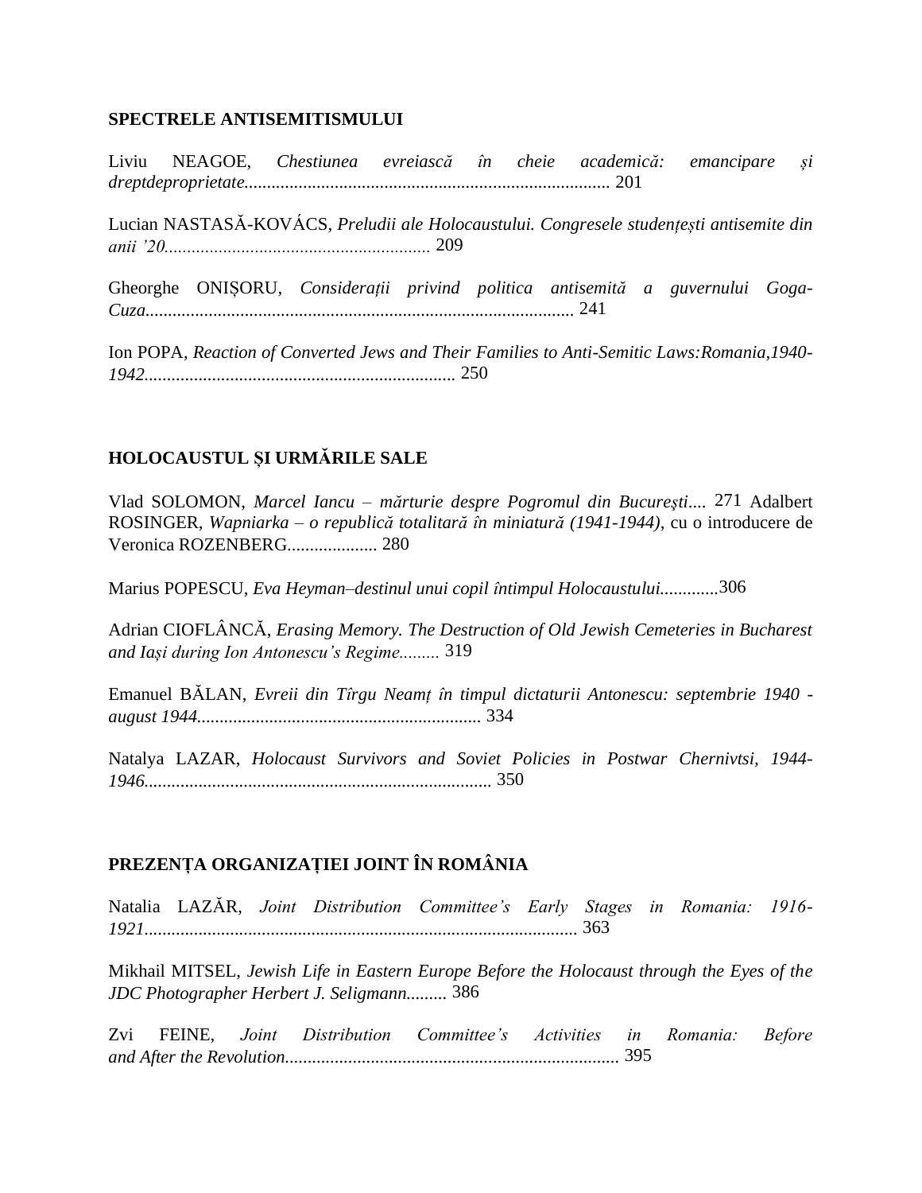**SPECTRELE ANTISEMITISMULUI**

Liviu NEAGOE, *Chestiunea evreiască în cheie academică: emancipare și dreptdeproprietate*................................................................................ 201

Lucian NASTASĂ-KOVÁCS, *Preludii ale Holocaustului. Congresele studențești antisemite din anii ’20*.......................................................... 209

Gheorghe ONIȘORU, *Considerații privind politica antisemită a guvernului Goga-Cuza*............................................................................................. 241

Ion POPA, *Reaction of Converted Jews and Their Families to Anti-Semitic Laws:Romania,1940-1942*.................................................................... 250

**HOLOCAUSTUL ȘI URMĂRILE SALE**

Vlad SOLOMON, *Marcel Iancu – mărturie despre Pogromul din Bucureşti*.... 271

Adalbert ROSINGER, *Wapniarka – o republică totalitară în miniatură (1941-1944)*, cu o introducere de Veronica ROZENBERG.................... 280

Marius POPESCU, *Eva Heyman–destinul unui copil întimpul Holocaustului*.............306

Adrian CIOFLÂNCĂ, *Erasing Memory. The Destruction of Old Jewish Cemeteries in Bucharest and Iași during Ion Antonescu’s Regime*......... 319

Emanuel BĂLAN, *Evreii din Tîrgu Neamț în timpul dictaturii Antonescu: septembrie 1940 - august 1944*.............................................................. 334

Natalya LAZAR, *Holocaust Survivors and Soviet Policies in Postwar Chernivtsi, 1944-1946*............................................................................ 350

**PREZENȚA ORGANIZAȚIEI JOINT ÎN ROMÂNIA**

Natalia LAZĂR, *Joint Distribution Committee’s Early Stages in Romania: 1916-1921*............................................................................................... 363

Mikhail MITSEL, *Jewish Life in Eastern Europe Before the Holocaust through the Eyes of the JDC Photographer Herbert J. Seligmann*......... 386

Zvi FEINE, *Joint Distribution Committee’s Activities in Romania: Before and After the Revolution*......................................................................... 395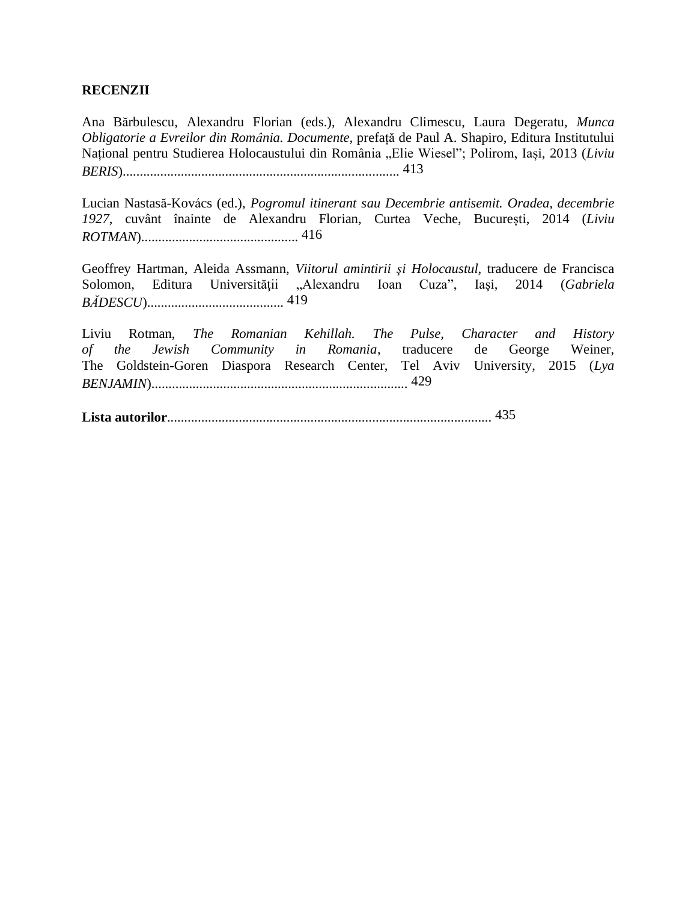**RECENZII**

Ana Bărbulescu, Alexandru Florian (eds.), Alexandru Climescu, Laura Degeratu, *Munca Obligatorie a Evreilor din România. Documente*, prefaţă de Paul A. Shapiro, Editura Institutului Național pentru Studierea Holocaustului din România „Elie Wiesel"; Polirom, Iași, 2013 (*Liviu BERIS*)................................................................................. 413

Lucian Nastasă-Kovács (ed.), *Pogromul itinerant sau Decembrie antisemit. Oradea, decembrie 1927*, cuvânt înainte de Alexandru Florian, Curtea Veche, București, 2014 (*Liviu ROTMAN*).............................................. 416

Geoffrey Hartman, Aleida Assmann, *Viitorul amintirii şi Holocaustul*, traducere de Francisca Solomon, Editura Universităţii „Alexandru Ioan Cuza", Iaşi, 2014 (*Gabriela BĂDESCU*)........................................ 419

Liviu Rotman, *The Romanian Kehillah. The Pulse, Character and History of the Jewish Community in Romania*, traducere de George Weiner, The Goldstein-Goren Diaspora Research Center, Tel Aviv University, 2015 (*Lya BENJAMIN*)........................................................................... 429

**Lista autorilor**............................................................................................... 435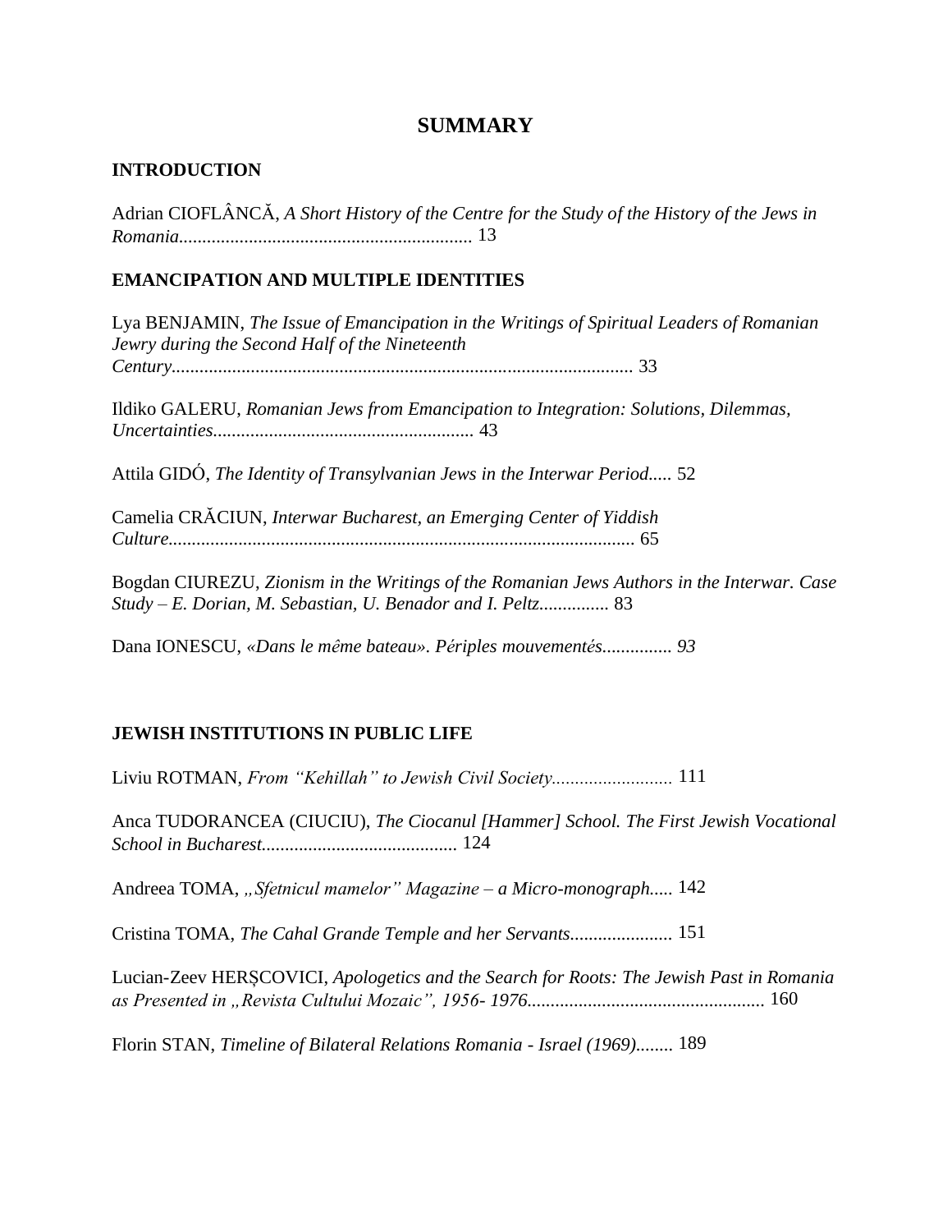# SUMMARY

## INTRODUCTION

Adrian CIOFLÂNCĂ, *A Short History of the Centre for the Study of the History of the Jews in Romania*............................................................. 13

## EMANCIPATION AND MULTIPLE IDENTITIES

Lya BENJAMIN, *The Issue of Emancipation in the Writings of Spiritual Leaders of Romanian Jewry during the Second Half of the Nineteenth Century*.................................................................................................. 33

Ildiko GALERU, *Romanian Jews from Emancipation to Integration: Solutions, Dilemmas, Uncertainties*....................................................... 43

Attila GIDÓ, *The Identity of Transylvanian Jews in the Interwar Period*..... 52

Camelia CRĂCIUN, *Interwar Bucharest, an Emerging Center of Yiddish Culture*................................................................................................... 65

Bogdan CIUREZU, *Zionism in the Writings of the Romanian Jews Authors in the Interwar. Case Study – E. Dorian, M. Sebastian, U. Benador and I. Peltz*............... 83

Dana IONESCU, *«Dans le même bateau». Périples mouvementés*............... *93*

## JEWISH INSTITUTIONS IN PUBLIC LIFE

Liviu ROTMAN, *From "Kehillah" to Jewish Civil Society*.......................... 111

Anca TUDORANCEA (CIUCIU), *The Ciocanul [Hammer] School. The First Jewish Vocational School in Bucharest*......................................... 124

Andreea TOMA, *„Sfetnicul mamelor" Magazine – a Micro-monograph*..... 142

Cristina TOMA, *The Cahal Grande Temple and her Servants*...................... 151

Lucian-Zeev HERȘCOVICI, *Apologetics and the Search for Roots: The Jewish Past in Romania as Presented in „Revista Cultului Mozaic", 1956- 1976*.................................................. 160

Florin STAN, *Timeline of Bilateral Relations Romania - Israel (1969)*........ 189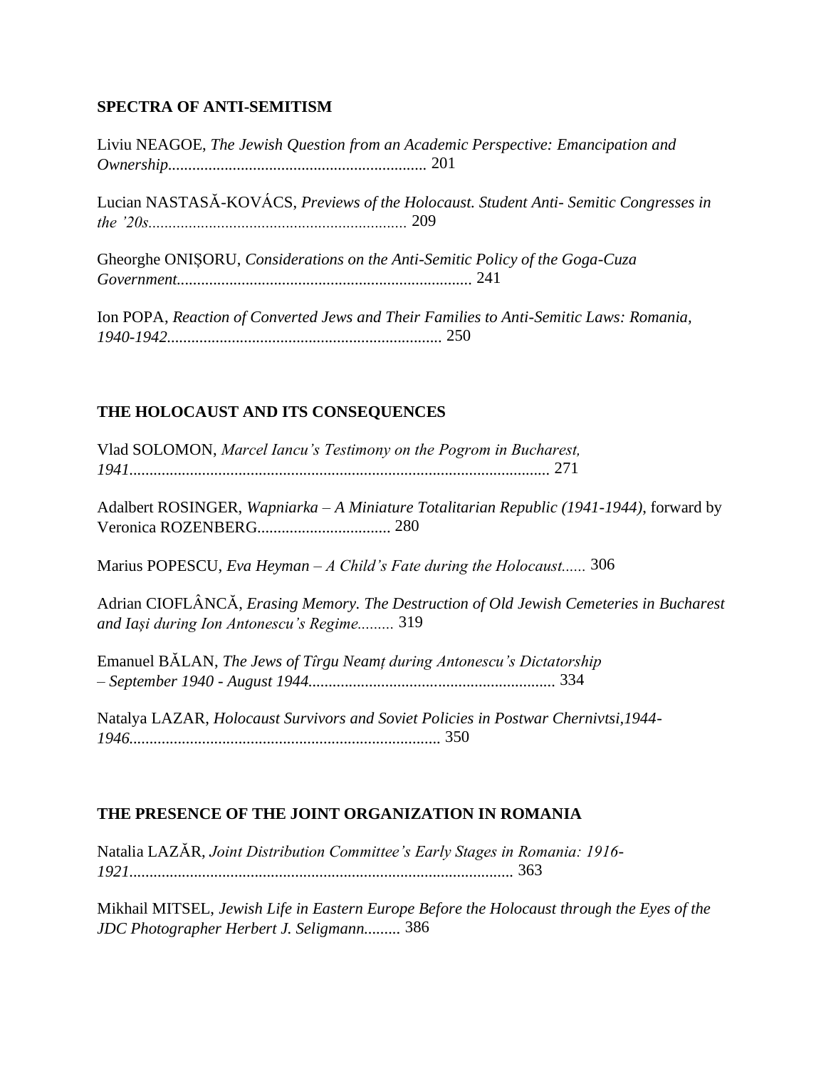## SPECTRA OF ANTI-SEMITISM

Liviu NEAGOE, *The Jewish Question from an Academic Perspective: Emancipation and Ownership*................................................................ 201

Lucian NASTASĂ-KOVÁCS, *Previews of the Holocaust. Student Anti- Semitic Congresses in the '20s*................................................................ 209

Gheorghe ONIȘORU, *Considerations on the Anti-Semitic Policy of the Goga-Cuza Government*......................................................................... 241

Ion POPA, *Reaction of Converted Jews and Their Families to Anti-Semitic Laws: Romania, 1940-1942*................................................................... 250

## THE HOLOCAUST AND ITS CONSEQUENCES

Vlad SOLOMON, *Marcel Iancu's Testimony on the Pogrom in Bucharest, 1941*....................................................................................................... 271

Adalbert ROSINGER, *Wapniarka – A Miniature Totalitarian Republic (1941-1944)*, forward by Veronica ROZENBERG................................. 280

Marius POPESCU, *Eva Heyman – A Child's Fate during the Holocaust*...... 306

Adrian CIOFLÂNCĂ, *Erasing Memory. The Destruction of Old Jewish Cemeteries in Bucharest and Iași during Ion Antonescu's Regime*......... 319

Emanuel BĂLAN, *The Jews of Tîrgu Neamț during Antonescu's Dictatorship – September 1940 - August 1944*............................................................. 334

Natalya LAZAR, *Holocaust Survivors and Soviet Policies in Postwar Chernivtsi,1944-1946*............................................................................ 350

## THE PRESENCE OF THE JOINT ORGANIZATION IN ROMANIA

Natalia LAZĂR, *Joint Distribution Committee's Early Stages in Romania: 1916-1921*.............................................................................................. 363

Mikhail MITSEL, *Jewish Life in Eastern Europe Before the Holocaust through the Eyes of the JDC Photographer Herbert J. Seligmann*......... 386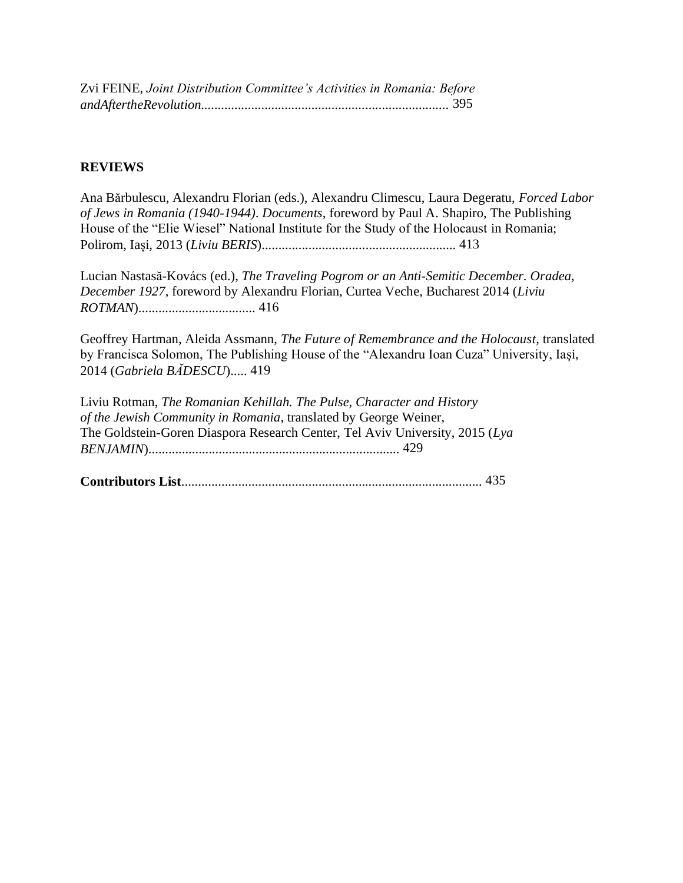Zvi FEINE, *Joint Distribution Committee's Activities in Romania: Before andAftertheRevolution*......................................................................... 395

**REVIEWS**

Ana Bărbulescu, Alexandru Florian (eds.), Alexandru Climescu, Laura Degeratu, *Forced Labor of Jews in Romania (1940-1944). Documents*, foreword by Paul A. Shapiro, The Publishing House of the "Elie Wiesel" National Institute for the Study of the Holocaust in Romania; Polirom, Iași, 2013 (*Liviu BERIS*).......................................................... 413

Lucian Nastasă-Kovács (ed.), *The Traveling Pogrom or an Anti-Semitic December. Oradea, December 1927*, foreword by Alexandru Florian, Curtea Veche, Bucharest 2014 (*Liviu ROTMAN*).................................. 416

Geoffrey Hartman, Aleida Assmann, *The Future of Remembrance and the Holocaust*, translated by Francisca Solomon, The Publishing House of the "Alexandru Ioan Cuza" University, Iași, 2014 (*Gabriela BĂDESCU*)..... 419

Liviu Rotman, *The Romanian Kehillah. The Pulse, Character and History of the Jewish Community in Romania*, translated by George Weiner, The Goldstein-Goren Diaspora Research Center, Tel Aviv University, 2015 (*Lya BENJAMIN*).......................................................................... 429

**Contributors List**......................................................................................... 435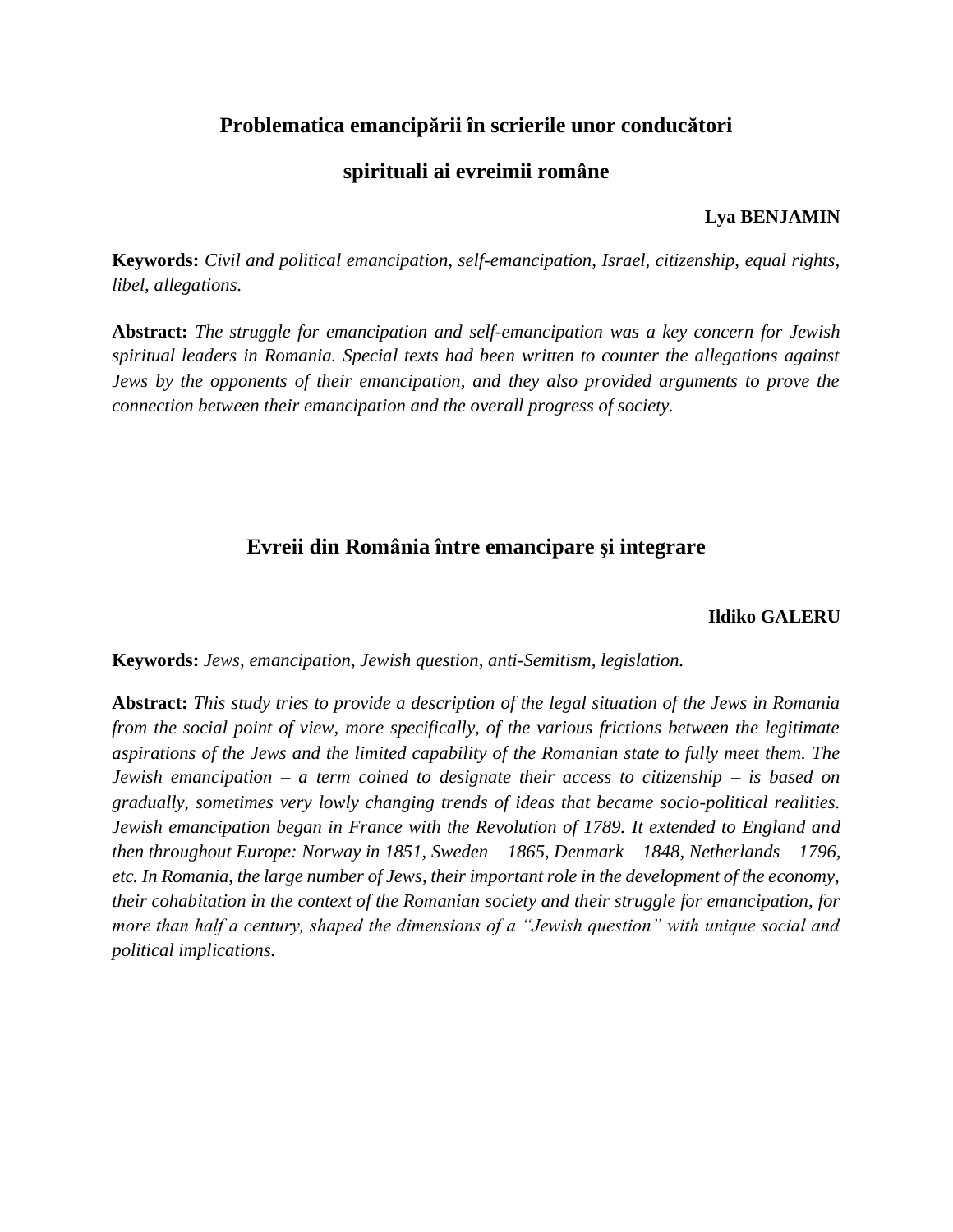## Problematica emancipării în scrierile unor conducători spirituali ai evreimii române

**Lya BENJAMIN**

**Keywords:** *Civil and political emancipation, self-emancipation, Israel, citizenship, equal rights, libel, allegations.*

**Abstract:** *The struggle for emancipation and self-emancipation was a key concern for Jewish spiritual leaders in Romania. Special texts had been written to counter the allegations against Jews by the opponents of their emancipation, and they also provided arguments to prove the connection between their emancipation and the overall progress of society.*

## Evreii din România între emancipare şi integrare

**Ildiko GALERU**

**Keywords:** *Jews, emancipation, Jewish question, anti-Semitism, legislation.*

**Abstract:** *This study tries to provide a description of the legal situation of the Jews in Romania from the social point of view, more specifically, of the various frictions between the legitimate aspirations of the Jews and the limited capability of the Romanian state to fully meet them. The Jewish emancipation – a term coined to designate their access to citizenship – is based on gradually, sometimes very lowly changing trends of ideas that became socio-political realities. Jewish emancipation began in France with the Revolution of 1789. It extended to England and then throughout Europe: Norway in 1851, Sweden – 1865, Denmark – 1848, Netherlands – 1796, etc. In Romania, the large number of Jews, their important role in the development of the economy, their cohabitation in the context of the Romanian society and their struggle for emancipation, for more than half a century, shaped the dimensions of a "Jewish question" with unique social and political implications.*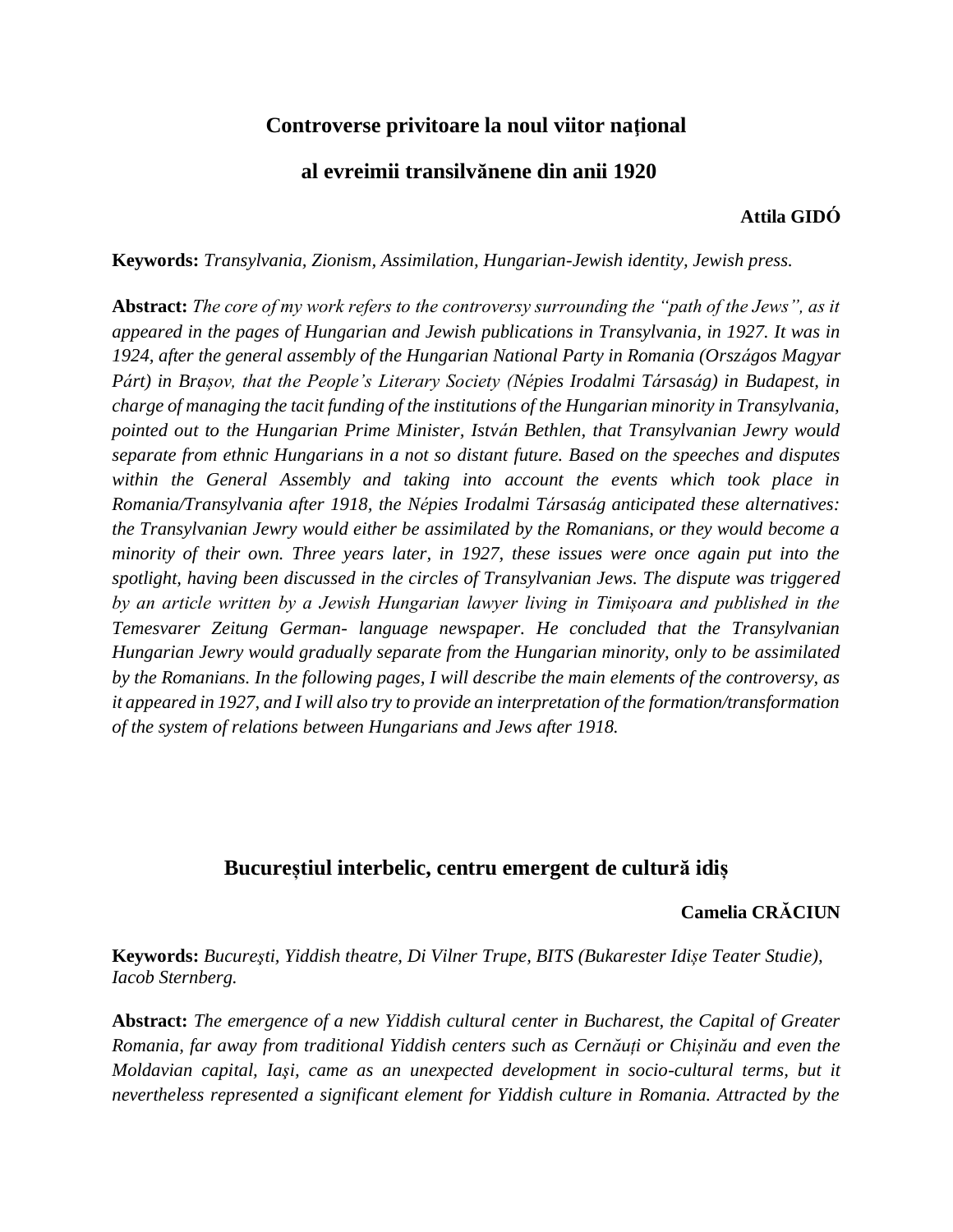## Controverse privitoare la noul viitor naţional al evreimii transilvănene din anii 1920

**Attila GIDÓ**

**Keywords:** *Transylvania, Zionism, Assimilation, Hungarian-Jewish identity, Jewish press.*

**Abstract:** *The core of my work refers to the controversy surrounding the "path of the Jews", as it appeared in the pages of Hungarian and Jewish publications in Transylvania, in 1927. It was in 1924, after the general assembly of the Hungarian National Party in Romania (Országos Magyar Párt) in Brașov, that the People's Literary Society (Népies Irodalmi Társaság) in Budapest, in charge of managing the tacit funding of the institutions of the Hungarian minority in Transylvania, pointed out to the Hungarian Prime Minister, István Bethlen, that Transylvanian Jewry would separate from ethnic Hungarians in a not so distant future. Based on the speeches and disputes within the General Assembly and taking into account the events which took place in Romania/Transylvania after 1918, the Népies Irodalmi Társaság anticipated these alternatives: the Transylvanian Jewry would either be assimilated by the Romanians, or they would become a minority of their own. Three years later, in 1927, these issues were once again put into the spotlight, having been discussed in the circles of Transylvanian Jews. The dispute was triggered by an article written by a Jewish Hungarian lawyer living in Timișoara and published in the Temesvarer Zeitung German- language newspaper. He concluded that the Transylvanian Hungarian Jewry would gradually separate from the Hungarian minority, only to be assimilated by the Romanians. In the following pages, I will describe the main elements of the controversy, as it appeared in 1927, and I will also try to provide an interpretation of the formation/transformation of the system of relations between Hungarians and Jews after 1918.*

## Bucureștiul interbelic, centru emergent de cultură idiș

**Camelia CRĂCIUN**

**Keywords:** *Bucureşti, Yiddish theatre, Di Vilner Trupe, BITS (Bukarester Idișe Teater Studie), Iacob Sternberg.*

**Abstract:** *The emergence of a new Yiddish cultural center in Bucharest, the Capital of Greater Romania, far away from traditional Yiddish centers such as Cernăuți or Chișinău and even the Moldavian capital, Iaşi, came as an unexpected development in socio-cultural terms, but it nevertheless represented a significant element for Yiddish culture in Romania. Attracted by the*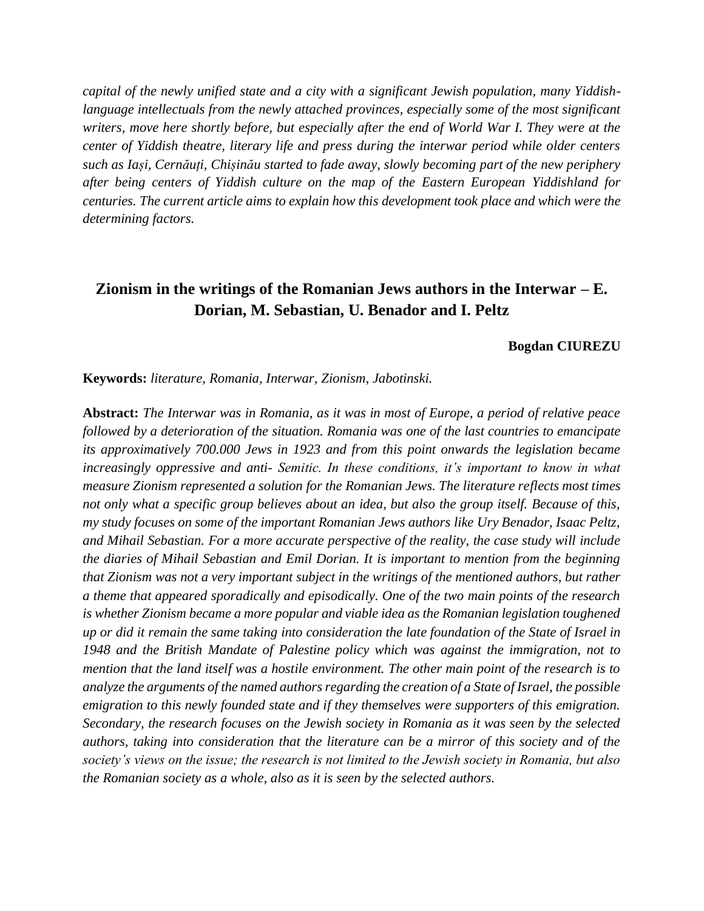*capital of the newly unified state and a city with a significant Jewish population, many Yiddish-language intellectuals from the newly attached provinces, especially some of the most significant writers, move here shortly before, but especially after the end of World War I. They were at the center of Yiddish theatre, literary life and press during the interwar period while older centers such as Iași, Cernăuți, Chișinău started to fade away, slowly becoming part of the new periphery after being centers of Yiddish culture on the map of the Eastern European Yiddishland for centuries. The current article aims to explain how this development took place and which were the determining factors.*

## Zionism in the writings of the Romanian Jews authors in the Interwar – E. Dorian, M. Sebastian, U. Benador and I. Peltz

**Bogdan CIUREZU**

**Keywords:** *literature, Romania, Interwar, Zionism, Jabotinski.*

**Abstract:** *The Interwar was in Romania, as it was in most of Europe, a period of relative peace followed by a deterioration of the situation. Romania was one of the last countries to emancipate its approximatively 700.000 Jews in 1923 and from this point onwards the legislation became increasingly oppressive and anti- Semitic. In these conditions, it's important to know in what measure Zionism represented a solution for the Romanian Jews. The literature reflects most times not only what a specific group believes about an idea, but also the group itself. Because of this, my study focuses on some of the important Romanian Jews authors like Ury Benador, Isaac Peltz, and Mihail Sebastian. For a more accurate perspective of the reality, the case study will include the diaries of Mihail Sebastian and Emil Dorian. It is important to mention from the beginning that Zionism was not a very important subject in the writings of the mentioned authors, but rather a theme that appeared sporadically and episodically. One of the two main points of the research is whether Zionism became a more popular and viable idea as the Romanian legislation toughened up or did it remain the same taking into consideration the late foundation of the State of Israel in 1948 and the British Mandate of Palestine policy which against the immigration, not to mention that the land itself was a hostile environment. The other main point of the research is to analyze the arguments of the named authors regarding the creation of a State of Israel, the possible emigration to this newly founded state and if they themselves were supporters of this emigration. Secondary, the research focuses on the Jewish society in Romania as it was seen by the selected authors, taking into consideration that the literature can be a mirror of this society and of the society's views on the issue; the research is not limited to the Jewish society in Romania, but also the Romanian society as a whole, also as it is seen by the selected authors.*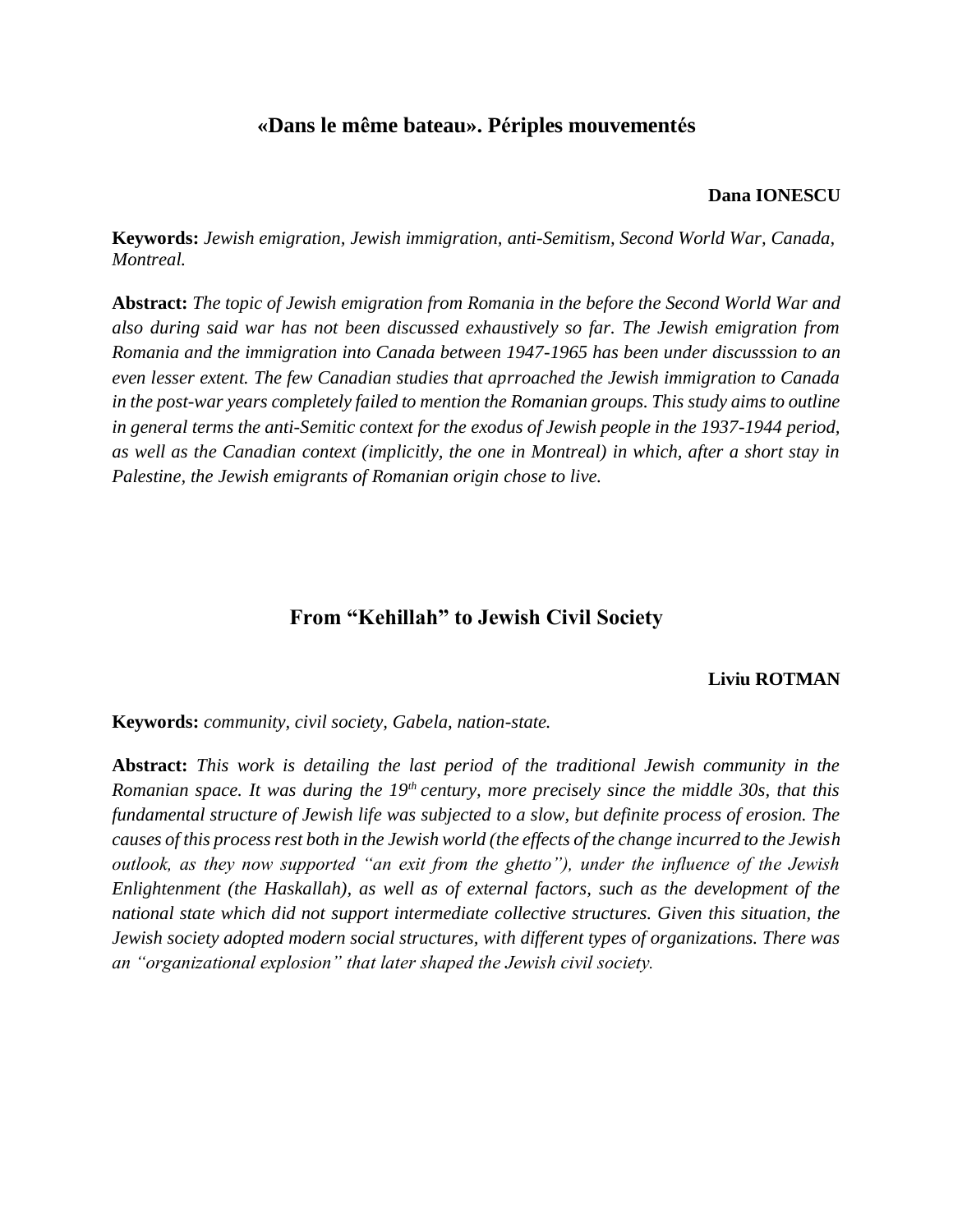## «Dans le même bateau». Périples mouvementés

**Dana IONESCU**

**Keywords:** *Jewish emigration, Jewish immigration, anti-Semitism, Second World War, Canada, Montreal.*

**Abstract:** *The topic of Jewish emigration from Romania in the before the Second World War and also during said war has not been discussed exhaustively so far. The Jewish emigration from Romania and the immigration into Canada between 1947-1965 has been under discusssion to an even lesser extent. The few Canadian studies that aprroached the Jewish immigration to Canada in the post-war years completely failed to mention the Romanian groups. This study aims to outline in general terms the anti-Semitic context for the exodus of Jewish people in the 1937-1944 period, as well as the Canadian context (implicitly, the one in Montreal) in which, after a short stay in Palestine, the Jewish emigrants of Romanian origin chose to live.*

## From "Kehillah" to Jewish Civil Society

**Liviu ROTMAN**

**Keywords:** *community, civil society, Gabela, nation-state.*

**Abstract:** *This work is detailing the last period of the traditional Jewish community in the Romanian space. It was during the 19th century, more precisely since the middle 30s, that this fundamental structure of Jewish life was subjected to a slow, but definite process of erosion. The causes of this process rest both in the Jewish world (the effects of the change incurred to the Jewish outlook, as they now supported "an exit from the ghetto"), under the influence of the Jewish Enlightenment (the Haskallah), as well as of external factors, such as the development of the national state which did not support intermediate collective structures. Given this situation, the Jewish society adopted modern social structures, with different types of organizations. There was an "organizational explosion" that later shaped the Jewish civil society.*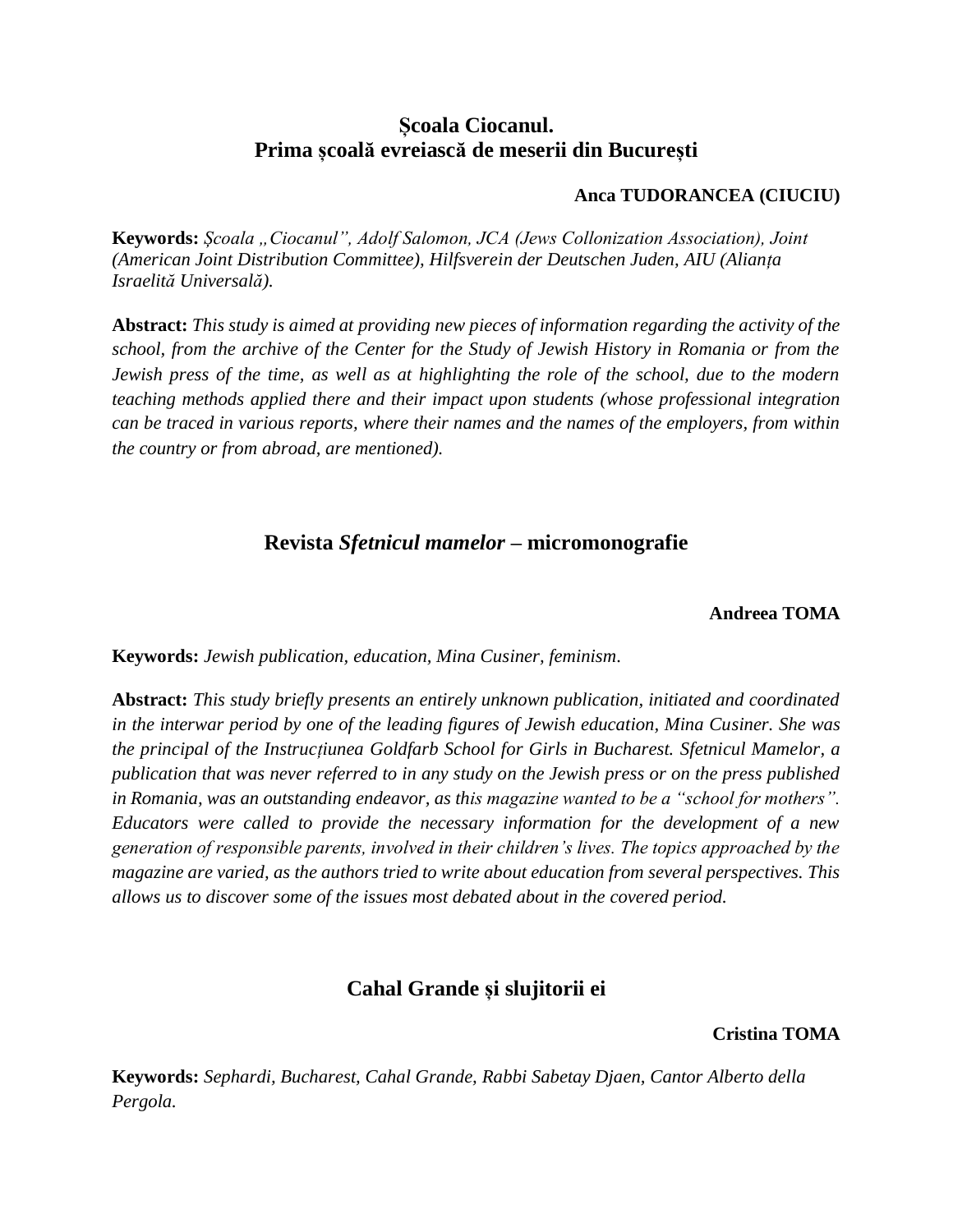## Școala Ciocanul.
## Prima școală evreiască de meserii din București

**Anca TUDORANCEA (CIUCIU)**

**Keywords:** *Școala „Ciocanul”, Adolf Salomon, JCA (Jews Collonization Association), Joint (American Joint Distribution Committee), Hilfsverein der Deutschen Juden, AIU (Alianța Israelită Universală).*

**Abstract:** *This study is aimed at providing new pieces of information regarding the activity of the school, from the archive of the Center for the Study of Jewish History in Romania or from the Jewish press of the time, as well as at highlighting the role of the school, due to the modern teaching methods applied there and their impact upon students (whose professional integration can be traced in various reports, where their names and the names of the employers, from within the country or from abroad, are mentioned).*

## Revista *Sfetnicul mamelor* – micromonografie

**Andreea TOMA**

**Keywords:** *Jewish publication, education, Mina Cusiner, feminism*.

**Abstract:** *This study briefly presents an entirely unknown publication, initiated and coordinated in the interwar period by one of the leading figures of Jewish education, Mina Cusiner. She was the principal of the Instrucțiunea Goldfarb School for Girls in Bucharest. Sfetnicul Mamelor, a publication that was never referred to in any study on the Jewish press or on the press published in Romania, was an outstanding endeavor, as this magazine wanted to be a "school for mothers". Educators were called to provide the necessary information for the development of a new generation of responsible parents, involved in their children's lives. The topics approached by the magazine are varied, as the authors tried to write about education from several perspectives. This allows us to discover some of the issues most debated about in the covered period.*

## Cahal Grande și slujitorii ei

**Cristina TOMA**

**Keywords:** *Sephardi, Bucharest, Cahal Grande, Rabbi Sabetay Djaen, Cantor Alberto della Pergola.*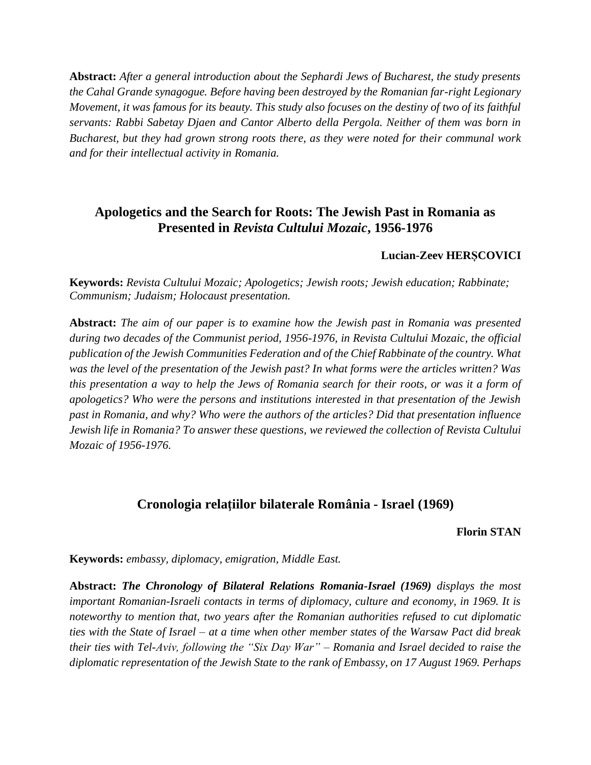**Abstract:** *After a general introduction about the Sephardi Jews of Bucharest, the study presents the Cahal Grande synagogue. Before having been destroyed by the Romanian far-right Legionary Movement, it was famous for its beauty. This study also focuses on the destiny of two of its faithful servants: Rabbi Sabetay Djaen and Cantor Alberto della Pergola. Neither of them was born in Bucharest, but they had grown strong roots there, as they were noted for their communal work and for their intellectual activity in Romania.*

## Apologetics and the Search for Roots: The Jewish Past in Romania as Presented in *Revista Cultului Mozaic*, 1956-1976

**Lucian-Zeev HERȘCOVICI**

**Keywords:** *Revista Cultului Mozaic; Apologetics; Jewish roots; Jewish education; Rabbinate; Communism; Judaism; Holocaust presentation.*

**Abstract:** *The aim of our paper is to examine how the Jewish past in Romania was presented during two decades of the Communist period, 1956-1976, in Revista Cultului Mozaic, the official publication of the Jewish Communities Federation and of the Chief Rabbinate of the country. What was the level of the presentation of the Jewish past? In what forms were the articles written? Was this presentation a way to help the Jews of Romania search for their roots, or was it a form of apologetics? Who were the persons and institutions interested in that presentation of the Jewish past in Romania, and why? Who were the authors of the articles? Did that presentation influence Jewish life in Romania? To answer these questions, we reviewed the collection of Revista Cultului Mozaic of 1956-1976.*

## Cronologia relațiilor bilaterale România - Israel (1969)

**Florin STAN**

**Keywords:** *embassy, diplomacy, emigration, Middle East.*

**Abstract:** ***The Chronology of Bilateral Relations Romania-Israel (1969)*** *displays the most important Romanian-Israeli contacts in terms of diplomacy, culture and economy, in 1969. It is noteworthy to mention that, two years after the Romanian authorities refused to cut diplomatic ties with the State of Israel – at a time when other member states of the Warsaw Pact did break their ties with Tel-Aviv, following the "Six Day War" – Romania and Israel decided to raise the diplomatic representation of the Jewish State to the rank of Embassy, on 17 August 1969. Perhaps*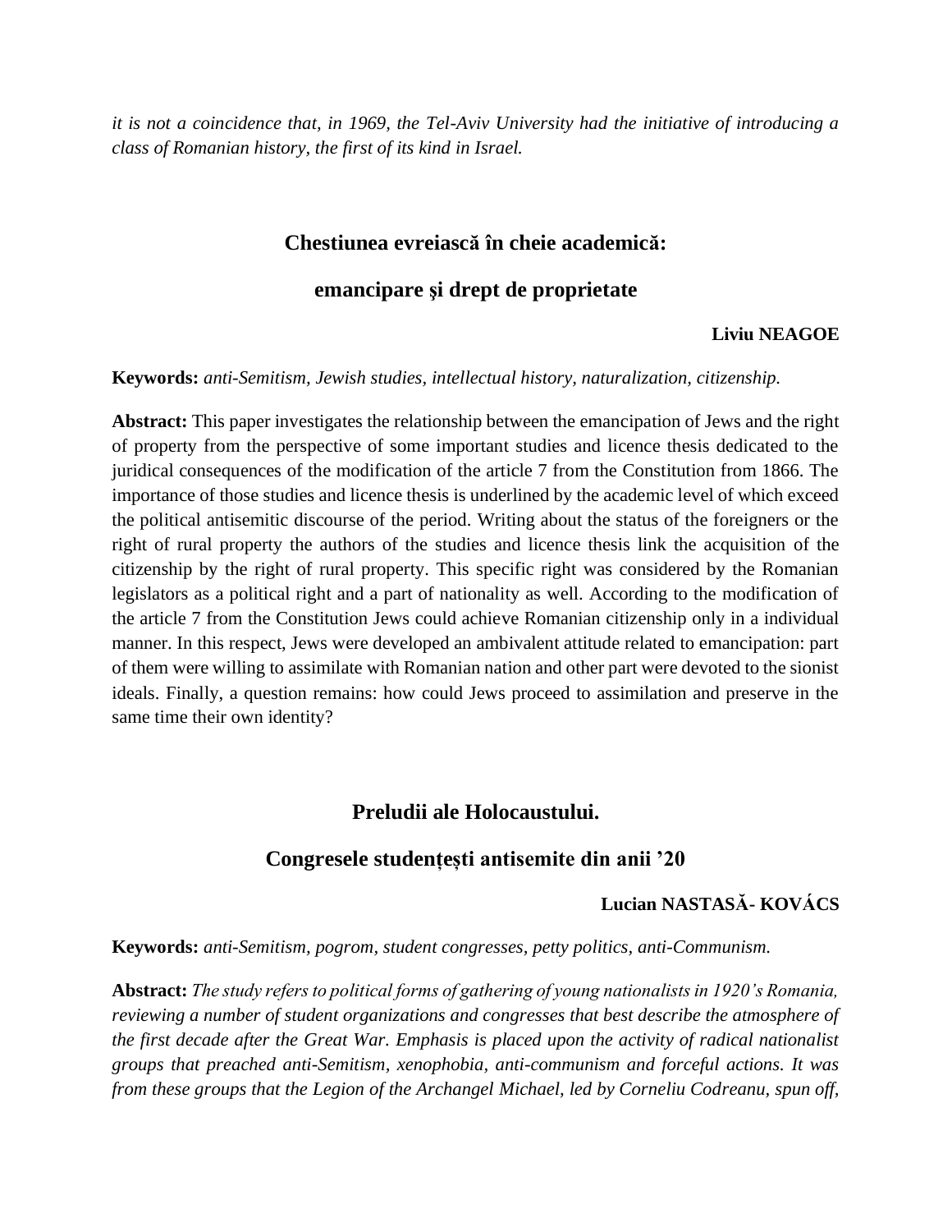*it is not a coincidence that, in 1969, the Tel-Aviv University had the initiative of introducing a class of Romanian history, the first of its kind in Israel.*

## Chestiunea evreiască în cheie academică: emancipare şi drept de proprietate

**Liviu NEAGOE**

**Keywords:** *anti-Semitism, Jewish studies, intellectual history, naturalization, citizenship.*

**Abstract:** This paper investigates the relationship between the emancipation of Jews and the right of property from the perspective of some important studies and licence thesis dedicated to the juridical consequences of the modification of the article 7 from the Constitution from 1866. The importance of those studies and licence thesis is underlined by the academic level of which exceed the political antisemitic discourse of the period. Writing about the status of the foreigners or the right of rural property the authors of the studies and licence thesis link the acquisition of the citizenship by the right of rural property. This specific right was considered by the Romanian legislators as a political right and a part of nationality as well. According to the modification of the article 7 from the Constitution Jews could achieve Romanian citizenship only in a individual manner. In this respect, Jews were developed an ambivalent attitude related to emancipation: part of them were willing to assimilate with Romanian nation and other part were devoted to the sionist ideals. Finally, a question remains: how could Jews proceed to assimilation and preserve in the same time their own identity?

## Preludii ale Holocaustului. Congresele studențești antisemite din anii '20

**Lucian NASTASĂ- KOVÁCS**

**Keywords:** *anti-Semitism, pogrom, student congresses, petty politics, anti-Communism.*

**Abstract:** *The study refers to political forms of gathering of young nationalists in 1920's Romania, reviewing a number of student organizations and congresses that best describe the atmosphere of the first decade after the Great War. Emphasis is placed upon the activity of radical nationalist groups that preached anti-Semitism, xenophobia, anti-communism and forceful actions. It was from these groups that the Legion of the Archangel Michael, led by Corneliu Codreanu, spun off,*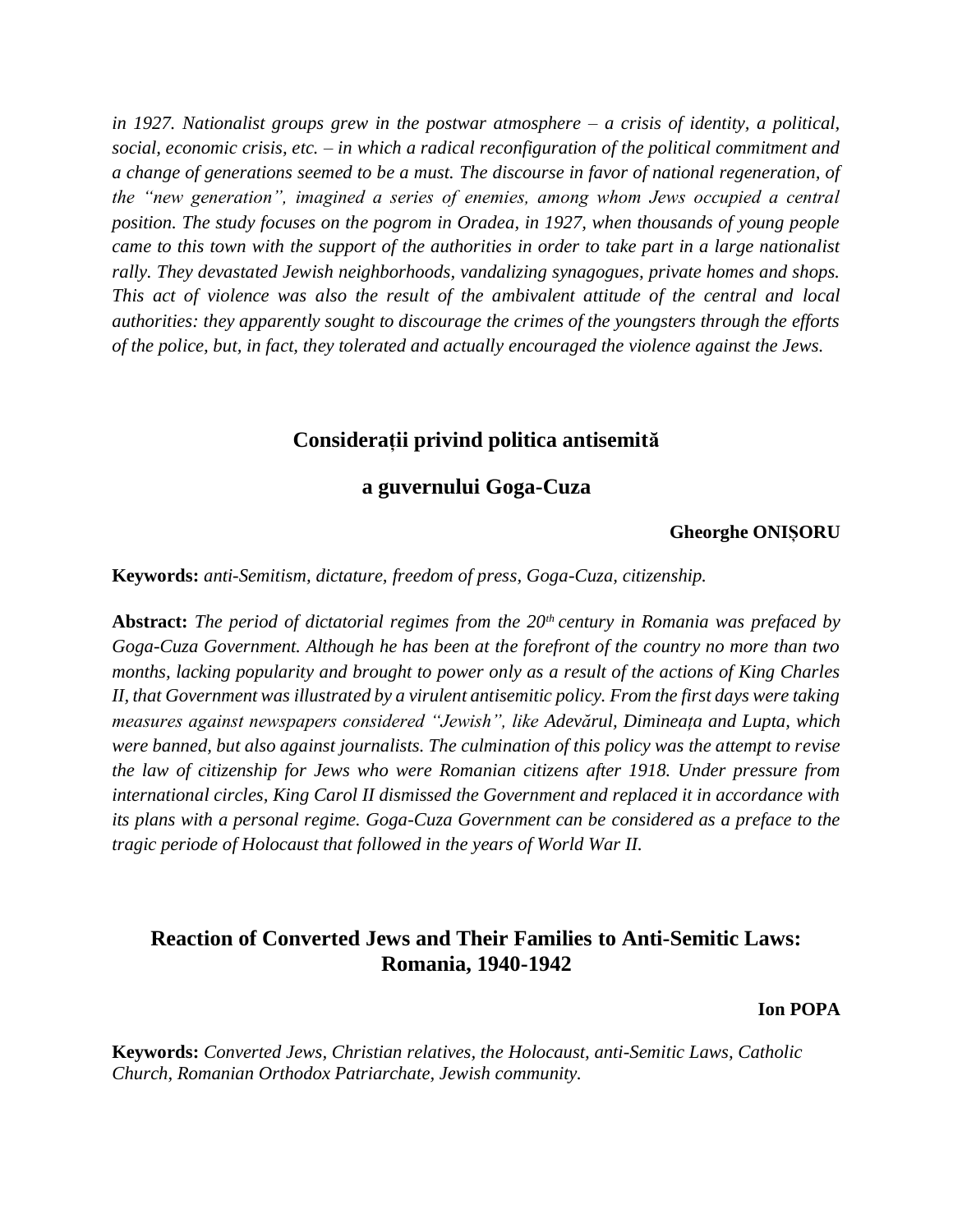*in 1927. Nationalist groups grew in the postwar atmosphere – a crisis of identity, a political, social, economic crisis, etc. – in which a radical reconfiguration of the political commitment and a change of generations seemed to be a must. The discourse in favor of national regeneration, of the "new generation", imagined a series of enemies, among whom Jews occupied a central position. The study focuses on the pogrom in Oradea, in 1927, when thousands of young people came to this town with the support of the authorities in order to take part in a large nationalist rally. They devastated Jewish neighborhoods, vandalizing synagogues, private homes and shops. This act of violence was also the result of the ambivalent attitude of the central and local authorities: they apparently sought to discourage the crimes of the youngsters through the efforts of the police, but, in fact, they tolerated and actually encouraged the violence against the Jews.*

## Considerații privind politica antisemită a guvernului Goga-Cuza

**Gheorghe ONIȘORU**

**Keywords:** *anti-Semitism, dictature, freedom of press, Goga-Cuza, citizenship.*

**Abstract:** *The period of dictatorial regimes from the 20th century in Romania was prefaced by Goga-Cuza Government. Although he has been at the forefront of the country no more than two months, lacking popularity and brought to power only as a result of the actions of King Charles II, that Government was illustrated by a virulent antisemitic policy. From the first days were taking measures against newspapers considered "Jewish", like* Adevărul, Dimineața *and* Lupta, *which were banned, but also against journalists. The culmination of this policy was the attempt to revise the law of citizenship for Jews who were Romanian citizens after 1918. Under pressure from international circles, King Carol II dismissed the Government and replaced it in accordance with its plans with a personal regime. Goga-Cuza Government can be considered as a preface to the tragic periode of Holocaust that followed in the years of World War II.*

## Reaction of Converted Jews and Their Families to Anti-Semitic Laws: Romania, 1940-1942

**Ion POPA**

**Keywords:** *Converted Jews, Christian relatives, the Holocaust, anti-Semitic Laws, Catholic Church, Romanian Orthodox Patriarchate, Jewish community.*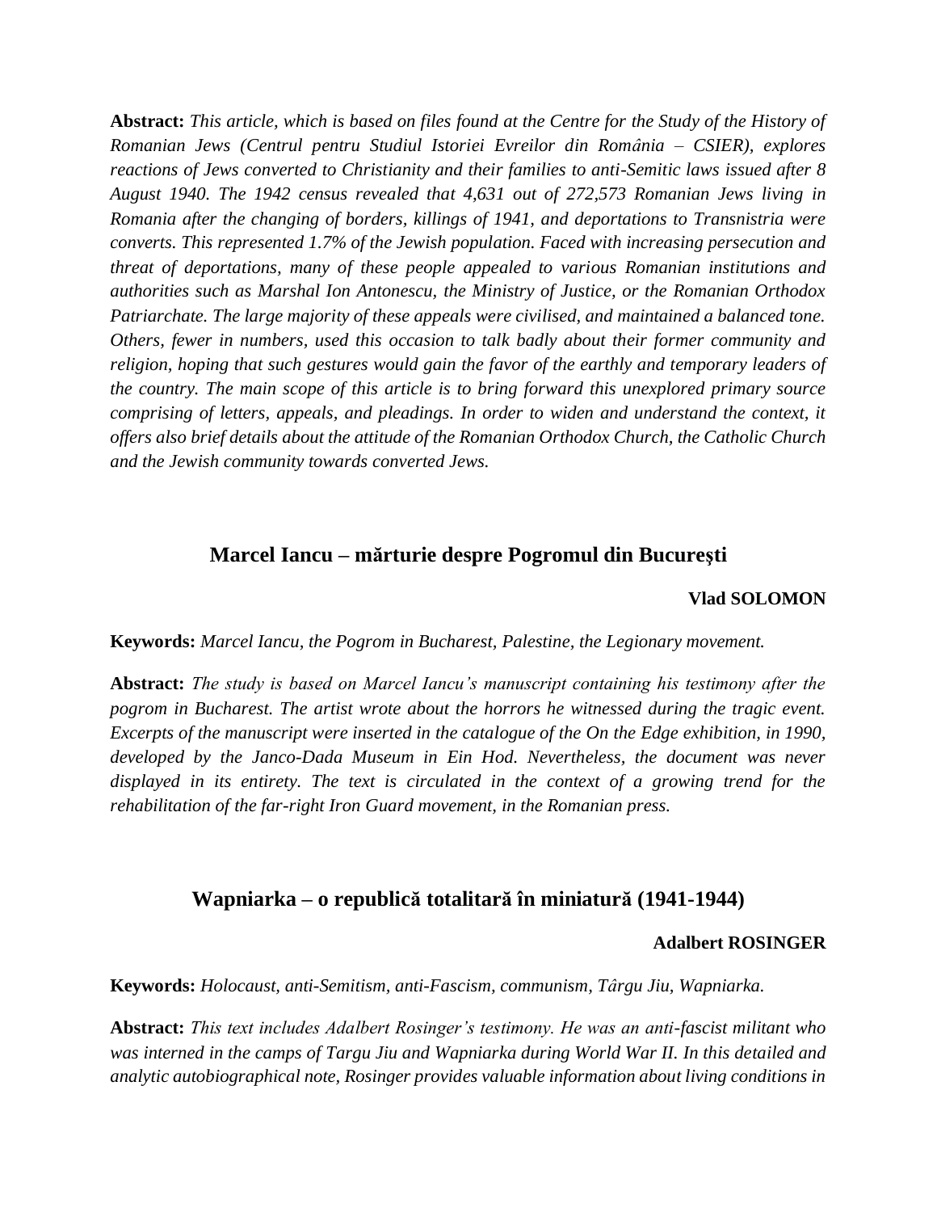**Abstract:** *This article, which is based on files found at the Centre for the Study of the History of Romanian Jews (Centrul pentru Studiul Istoriei Evreilor din România – CSIER), explores reactions of Jews converted to Christianity and their families to anti-Semitic laws issued after 8 August 1940. The 1942 census revealed that 4,631 out of 272,573 Romanian Jews living in Romania after the changing of borders, killings of 1941, and deportations to Transnistria were converts. This represented 1.7% of the Jewish population. Faced with increasing persecution and threat of deportations, many of these people appealed to various Romanian institutions and authorities such as Marshal Ion Antonescu, the Ministry of Justice, or the Romanian Orthodox Patriarchate. The large majority of these appeals were civilised, and maintained a balanced tone. Others, fewer in numbers, used this occasion to talk badly about their former community and religion, hoping that such gestures would gain the favor of the earthly and temporary leaders of the country. The main scope of this article is to bring forward this unexplored primary source comprising of letters, appeals, and pleadings. In order to widen and understand the context, it offers also brief details about the attitude of the Romanian Orthodox Church, the Catholic Church and the Jewish community towards converted Jews.*

## Marcel Iancu – mărturie despre Pogromul din Bucureşti

**Vlad SOLOMON**

**Keywords:** *Marcel Iancu, the Pogrom in Bucharest, Palestine, the Legionary movement.*

**Abstract:** *The study is based on Marcel Iancu's manuscript containing his testimony after the pogrom in Bucharest. The artist wrote about the horrors he witnessed during the tragic event. Excerpts of the manuscript were inserted in the catalogue of the On the Edge exhibition, in 1990, developed by the Janco-Dada Museum in Ein Hod. Nevertheless, the document was never displayed in its entirety. The text is circulated in the context of a growing trend for the rehabilitation of the far-right Iron Guard movement, in the Romanian press.*

## Wapniarka – o republică totalitară în miniatură (1941-1944)

**Adalbert ROSINGER**

**Keywords:** *Holocaust, anti-Semitism, anti-Fascism, communism, Târgu Jiu, Wapniarka.*

**Abstract:** *This text includes Adalbert Rosinger's testimony. He was an anti-fascist militant who was interned in the camps of Targu Jiu and Wapniarka during World War II. In this detailed and analytic autobiographical note, Rosinger provides valuable information about living conditions in*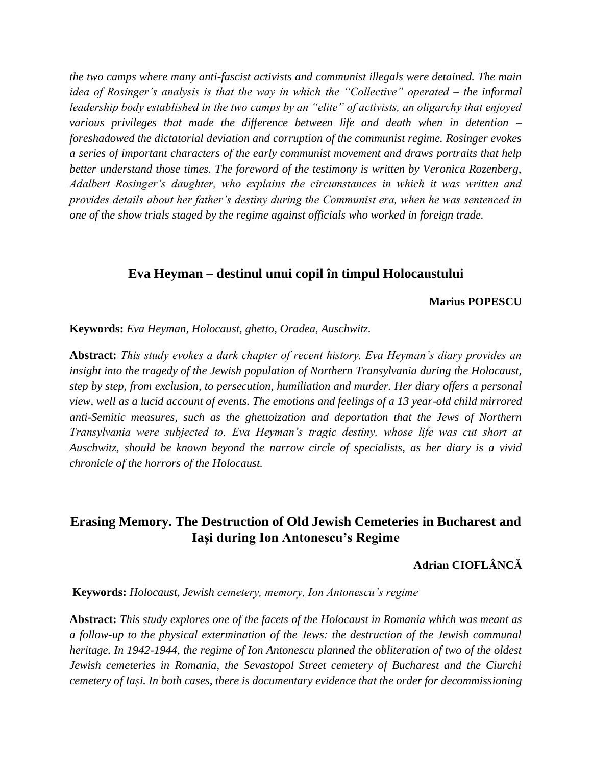*the two camps where many anti-fascist activists and communist illegals were detained. The main idea of Rosinger's analysis is that the way in which the "Collective" operated – the informal leadership body established in the two camps by an "elite" of activists, an oligarchy that enjoyed various privileges that made the difference between life and death when in detention – foreshadowed the dictatorial deviation and corruption of the communist regime. Rosinger evokes a series of important characters of the early communist movement and draws portraits that help better understand those times. The foreword of the testimony is written by Veronica Rozenberg, Adalbert Rosinger's daughter, who explains the circumstances in which it was written and provides details about her father's destiny during the Communist era, when he was sentenced in one of the show trials staged by the regime against officials who worked in foreign trade.*

## Eva Heyman – destinul unui copil în timpul Holocaustului

**Marius POPESCU**

**Keywords:** *Eva Heyman, Holocaust, ghetto, Oradea, Auschwitz.*

**Abstract:** *This study evokes a dark chapter of recent history. Eva Heyman's diary provides an insight into the tragedy of the Jewish population of Northern Transylvania during the Holocaust, step by step, from exclusion, to persecution, humiliation and murder. Her diary offers a personal view, well as a lucid account of events. The emotions and feelings of a 13 year-old child mirrored anti-Semitic measures, such as the ghettoization and deportation that the Jews of Northern Transylvania were subjected to. Eva Heyman's tragic destiny, whose life was cut short at Auschwitz, should be known beyond the narrow circle of specialists, as her diary is a vivid chronicle of the horrors of the Holocaust.*

## Erasing Memory. The Destruction of Old Jewish Cemeteries in Bucharest and Iași during Ion Antonescu's Regime

**Adrian CIOFLÂNCĂ**

**Keywords:** *Holocaust, Jewish cemetery, memory, Ion Antonescu's regime*

**Abstract:** *This study explores one of the facets of the Holocaust in Romania which was meant as a follow-up to the physical extermination of the Jews: the destruction of the Jewish communal heritage. In 1942-1944, the regime of Ion Antonescu planned the obliteration of two of the oldest Jewish cemeteries in Romania, the Sevastopol Street cemetery of Bucharest and the Ciurchi cemetery of Iași. In both cases, there is documentary evidence that the order for decommissioning*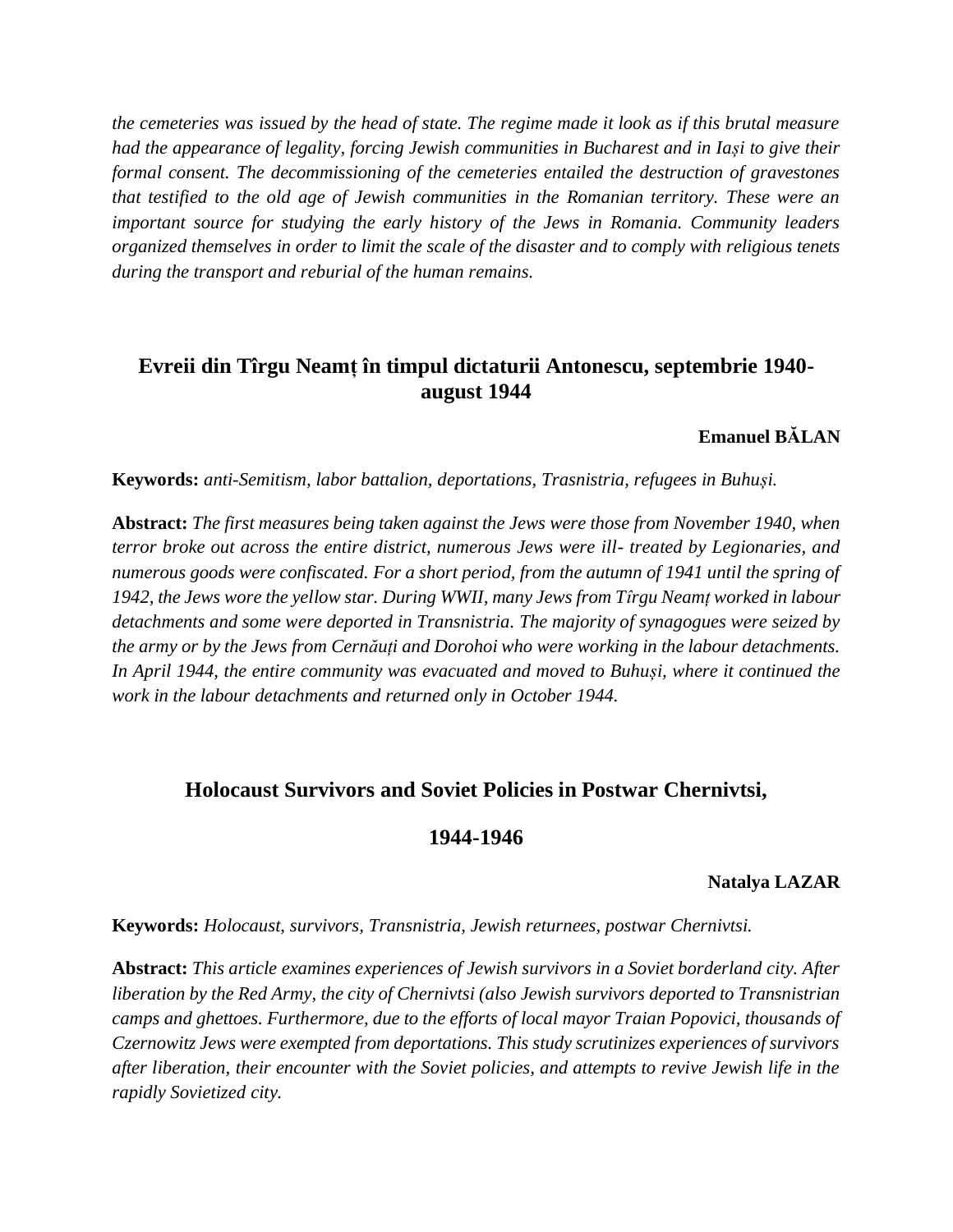*the cemeteries was issued by the head of state. The regime made it look as if this brutal measure had the appearance of legality, forcing Jewish communities in Bucharest and in Iași to give their formal consent. The decommissioning of the cemeteries entailed the destruction of gravestones that testified to the old age of Jewish communities in the Romanian territory. These were an important source for studying the early history of the Jews in Romania. Community leaders organized themselves in order to limit the scale of the disaster and to comply with religious tenets during the transport and reburial of the human remains.*

## Evreii din Tîrgu Neamț în timpul dictaturii Antonescu, septembrie 1940-august 1944

**Emanuel BĂLAN**

**Keywords:** *anti-Semitism, labor battalion, deportations, Trasnistria, refugees in Buhuși.*

**Abstract:** *The first measures being taken against the Jews were those from November 1940, when terror broke out across the entire district, numerous Jews were ill- treated by Legionaries, and numerous goods were confiscated. For a short period, from the autumn of 1941 until the spring of 1942, the Jews wore the yellow star. During WWII, many Jews from Tîrgu Neamț worked in labour detachments and some were deported in Transnistria. The majority of synagogues were seized by the army or by the Jews from Cernăuți and Dorohoi who were working in the labour detachments. In April 1944, the entire community was evacuated and moved to Buhuși, where it continued the work in the labour detachments and returned only in October 1944.*

## Holocaust Survivors and Soviet Policies in Postwar Chernivtsi, 1944-1946

**Natalya LAZAR**

**Keywords:** *Holocaust, survivors, Transnistria, Jewish returnees, postwar Chernivtsi.*

**Abstract:** *This article examines experiences of Jewish survivors in a Soviet borderland city. After liberation by the Red Army, the city of Chernivtsi (also Jewish survivors deported to Transnistrian camps and ghettoes. Furthermore, due to the efforts of local mayor Traian Popovici, thousands of Czernowitz Jews were exempted from deportations. This study scrutinizes experiences of survivors after liberation, their encounter with the Soviet policies, and attempts to revive Jewish life in the rapidly Sovietized city.*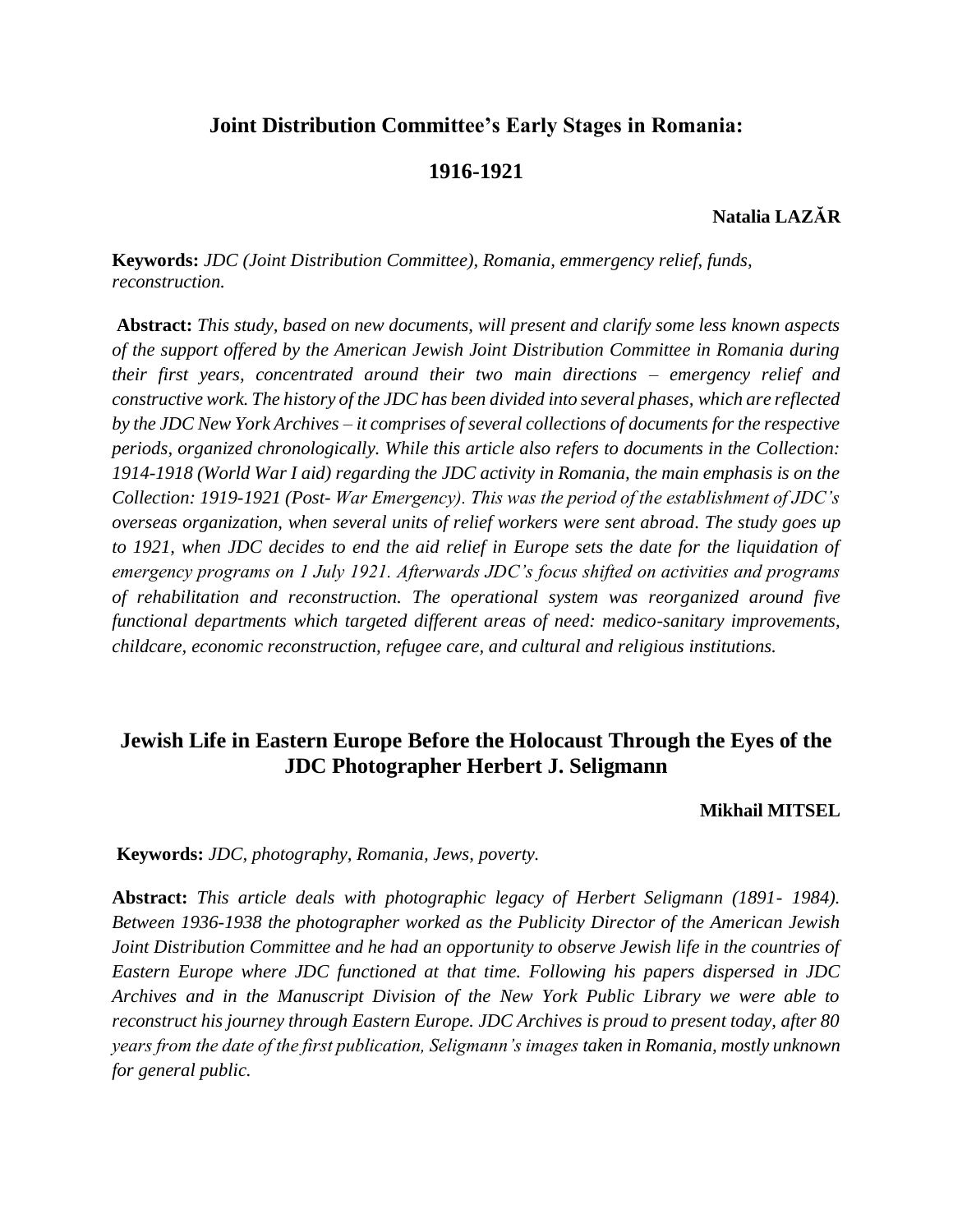## Joint Distribution Committee's Early Stages in Romania: 1916-1921

**Natalia LAZĂR**

**Keywords:** *JDC (Joint Distribution Committee), Romania, emmergency relief, funds, reconstruction.*

**Abstract:** *This study, based on new documents, will present and clarify some less known aspects of the support offered by the American Jewish Joint Distribution Committee in Romania during their first years, concentrated around their two main directions – emergency relief and constructive work. The history of the JDC has been divided into several phases, which are reflected by the JDC New York Archives – it comprises of several collections of documents for the respective periods, organized chronologically. While this article also refers to documents in the Collection: 1914-1918 (World War I aid) regarding the JDC activity in Romania, the main emphasis is on the Collection: 1919-1921 (Post- War Emergency). This was the period of the establishment of JDC's overseas organization, when several units of relief workers were sent abroad. The study goes up to 1921, when JDC decides to end the aid relief in Europe sets the date for the liquidation of emergency programs on 1 July 1921. Afterwards JDC's focus shifted on activities and programs of rehabilitation and reconstruction. The operational system was reorganized around five functional departments which targeted different areas of need: medico-sanitary improvements, childcare, economic reconstruction, refugee care, and cultural and religious institutions.*

## Jewish Life in Eastern Europe Before the Holocaust Through the Eyes of the JDC Photographer Herbert J. Seligmann

**Mikhail MITSEL**

**Keywords:** *JDC, photography, Romania, Jews, poverty.*

**Abstract:** *This article deals with photographic legacy of Herbert Seligmann (1891- 1984). Between 1936-1938 the photographer worked as the Publicity Director of the American Jewish Joint Distribution Committee and he had an opportunity to observe Jewish life in the countries of Eastern Europe where JDC functioned at that time. Following his papers dispersed in JDC Archives and in the Manuscript Division of the New York Public Library we were able to reconstruct his journey through Eastern Europe. JDC Archives is proud to present today, after 80 years from the date of the first publication, Seligmann's images taken in Romania, mostly unknown for general public.*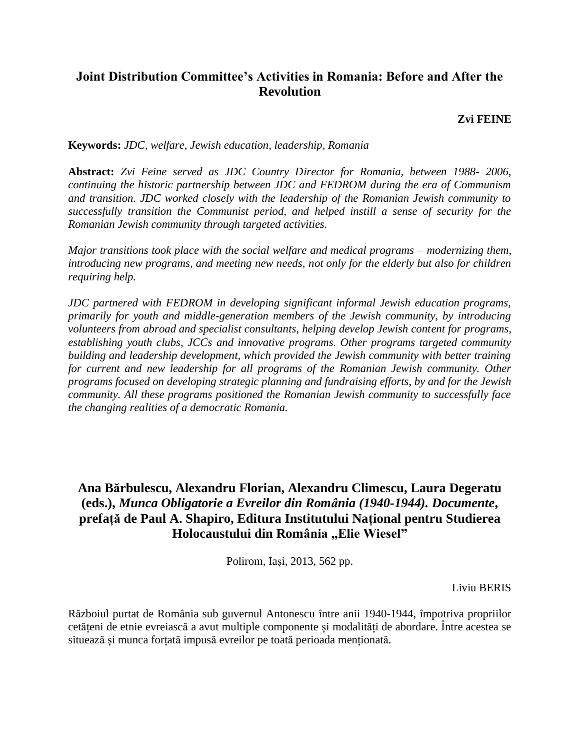## Joint Distribution Committee's Activities in Romania: Before and After the Revolution

**Zvi FEINE**

**Keywords:** *JDC, welfare, Jewish education, leadership, Romania*

**Abstract:** *Zvi Feine served as JDC Country Director for Romania, between 1988- 2006, continuing the historic partnership between JDC and FEDROM during the era of Communism and transition. JDC worked closely with the leadership of the Romanian Jewish community to successfully transition the Communist period, and helped instill a sense of security for the Romanian Jewish community through targeted activities.*

*Major transitions took place with the social welfare and medical programs – modernizing them, introducing new programs, and meeting new needs, not only for the elderly but also for children requiring help.*

*JDC partnered with FEDROM in developing significant informal Jewish education programs, primarily for youth and middle-generation members of the Jewish community, by introducing volunteers from abroad and specialist consultants, helping develop Jewish content for programs, establishing youth clubs, JCCs and innovative programs. Other programs targeted community building and leadership development, which provided the Jewish community with better training for current and new leadership for all programs of the Romanian Jewish community. Other programs focused on developing strategic planning and fundraising efforts, by and for the Jewish community. All these programs positioned the Romanian Jewish community to successfully face the changing realities of a democratic Romania.*

## Ana Bărbulescu, Alexandru Florian, Alexandru Climescu, Laura Degeratu (eds.), *Munca Obligatorie a Evreilor din România (1940-1944). Documente*, prefață de Paul A. Shapiro, Editura Institutului Național pentru Studierea Holocaustului din România „Elie Wiesel"

Polirom, Iași, 2013, 562 pp.

Liviu BERIS

Războiul purtat de România sub guvernul Antonescu între anii 1940-1944, împotriva propriilor cetățeni de etnie evreiască a avut multiple componente și modalități de abordare. Între acestea se situează și munca forțată impusă evreilor pe toată perioada menționată.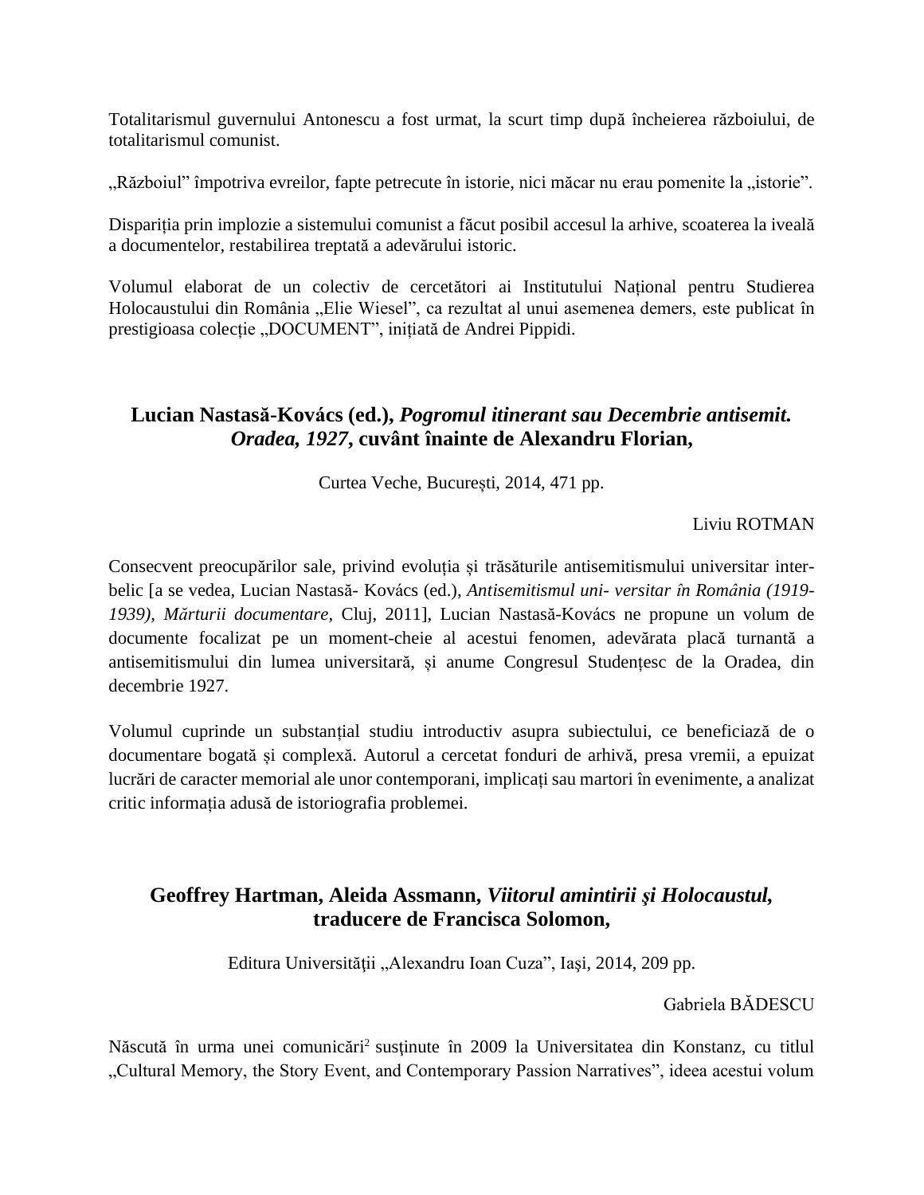Totalitarismul guvernului Antonescu a fost urmat, la scurt timp după încheierea războiului, de totalitarismul comunist.

„Războiul" împotriva evreilor, fapte petrecute în istorie, nici măcar nu erau pomenite la „istorie".

Dispariția prin implozie a sistemului comunist a făcut posibil accesul la arhive, scoaterea la iveală a documentelor, restabilirea treptată a adevărului istoric.

Volumul elaborat de un colectiv de cercetători ai Institutului Național pentru Studierea Holocaustului din România „Elie Wiesel", ca rezultat al unui asemenea demers, este publicat în prestigioasa colecție „DOCUMENT", inițiată de Andrei Pippidi.

## Lucian Nastasă-Kovács (ed.), *Pogromul itinerant sau Decembrie antisemit. Oradea, 1927*, cuvânt înainte de Alexandru Florian,

Curtea Veche, București, 2014, 471 pp.

Liviu ROTMAN

Consecvent preocupărilor sale, privind evoluția și trăsăturile antisemitismului universitar inter-belic [a se vedea, Lucian Nastasă- Kovács (ed.), *Antisemitismul uni- versitar în România (1919-1939), Mărturii documentare*, Cluj, 2011], Lucian Nastasă-Kovács ne propune un volum de documente focalizat pe un moment-cheie al acestui fenomen, adevărata placă turnantă a antisemitismului din lumea universitară, și anume Congresul Studențesc de la Oradea, din decembrie 1927.

Volumul cuprinde un substanțial studiu introductiv asupra subiectului, ce beneficiază de o documentare bogată și complexă. Autorul a cercetat fonduri de arhivă, presa vremii, a epuizat lucrări de caracter memorial ale unor contemporani, implicați sau martori în evenimente, a analizat critic informația adusă de istoriografia problemei.

## Geoffrey Hartman, Aleida Assmann, *Viitorul amintirii şi Holocaustul*, traducere de Francisca Solomon,

Editura Universităţii „Alexandru Ioan Cuza", Iaşi, 2014, 209 pp.

Gabriela BĂDESCU

Născută în urma unei comunicări[2] susținute în 2009 la Universitatea din Konstanz, cu titlul „Cultural Memory, the Story Event, and Contemporary Passion Narratives", ideea acestui volum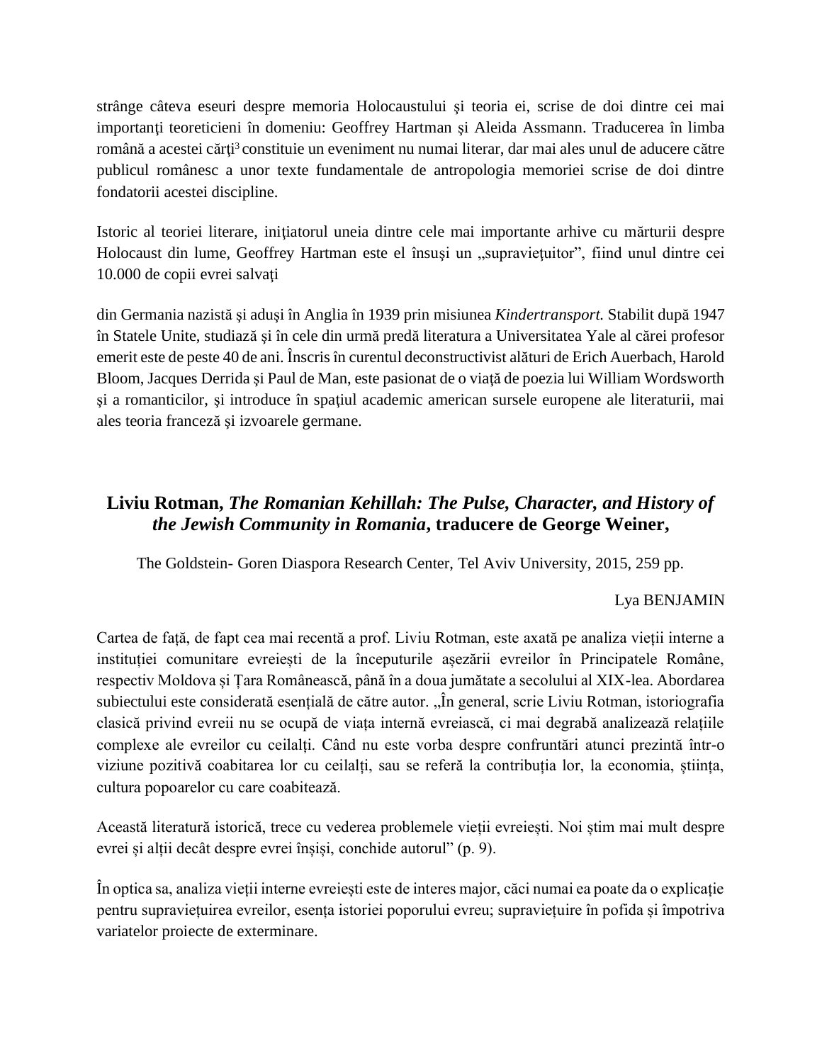strânge câteva eseuri despre memoria Holocaustului şi teoria ei, scrise de doi dintre cei mai importanţi teoreticieni în domeniu: Geoffrey Hartman şi Aleida Assmann. Traducerea în limba română a acestei cărţi[3] constituie un eveniment nu numai literar, dar mai ales unul de aducere către publicul românesc a unor texte fundamentale de antropologia memoriei scrise de doi dintre fondatorii acestei discipline.

Istoric al teoriei literare, iniţiatorul uneia dintre cele mai importante arhive cu mărturii despre Holocaust din lume, Geoffrey Hartman este el însuşi un „supravieţuitor", fiind unul dintre cei 10.000 de copii evrei salvaţi

din Germania nazistă și aduși în Anglia în 1939 prin misiunea *Kindertransport.* Stabilit după 1947 în Statele Unite, studiază şi în cele din urmă predă literatura a Universitatea Yale al cărei profesor emerit este de peste 40 de ani. Înscris în curentul deconstructivist alături de Erich Auerbach, Harold Bloom, Jacques Derrida şi Paul de Man, este pasionat de o viaţă de poezia lui William Wordsworth şi a romanticilor, şi introduce în spaţiul academic american sursele europene ale literaturii, mai ales teoria franceză şi izvoarele germane.

## **Liviu Rotman, *The Romanian Kehillah: The Pulse, Character, and History of the Jewish Community in Romania*, traducere de George Weiner,**

The Goldstein- Goren Diaspora Research Center, Tel Aviv University, 2015, 259 pp.

Lya BENJAMIN

Cartea de față, de fapt cea mai recentă a prof. Liviu Rotman, este axată pe analiza vieții interne a instituției comunitare evreiești de la începuturile așezării evreilor în Principatele Române, respectiv Moldova și Țara Românească, până în a doua jumătate a secolului al XIX-lea. Abordarea subiectului este considerată esențială de către autor. „În general, scrie Liviu Rotman, istoriografia clasică privind evreii nu se ocupă de viața internă evreiască, ci mai degrabă analizează relațiile complexe ale evreilor cu ceilalți. Când nu este vorba despre confruntări atunci prezintă într-o viziune pozitivă coabitarea lor cu ceilalți, sau se referă la contribuția lor, la economia, știința, cultura popoarelor cu care coabitează.

Această literatură istorică, trece cu vederea problemele vieții evreiești. Noi știm mai mult despre evrei și alții decât despre evrei înșiși, conchide autorul" (p. 9).

În optica sa, analiza vieții interne evreiești este de interes major, căci numai ea poate da o explicație pentru supraviețuirea evreilor, esența istoriei poporului evreu; supraviețuire în pofida și împotriva variatelor proiecte de exterminare.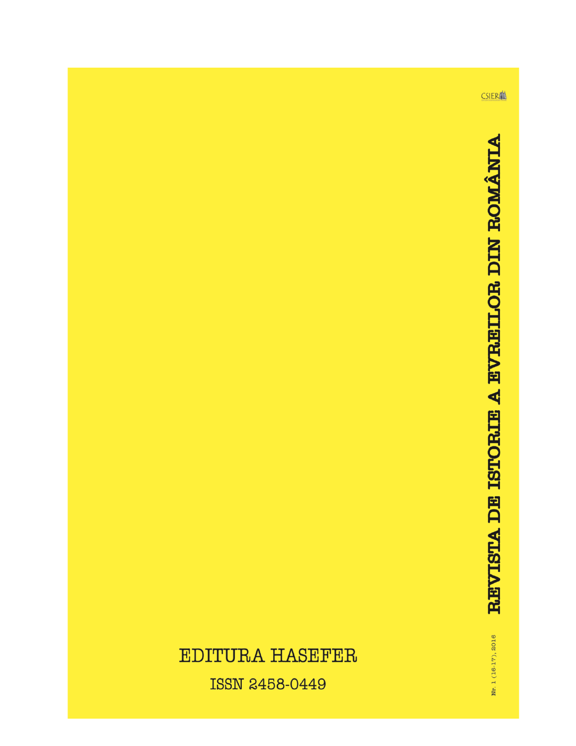CSIER

# REVISTA DE ISTORIE A EVREILOR DIN ROMÂNIA

Nr. 1 (16-17), 2016

EDITURA HASEFER

ISSN 2458-0449